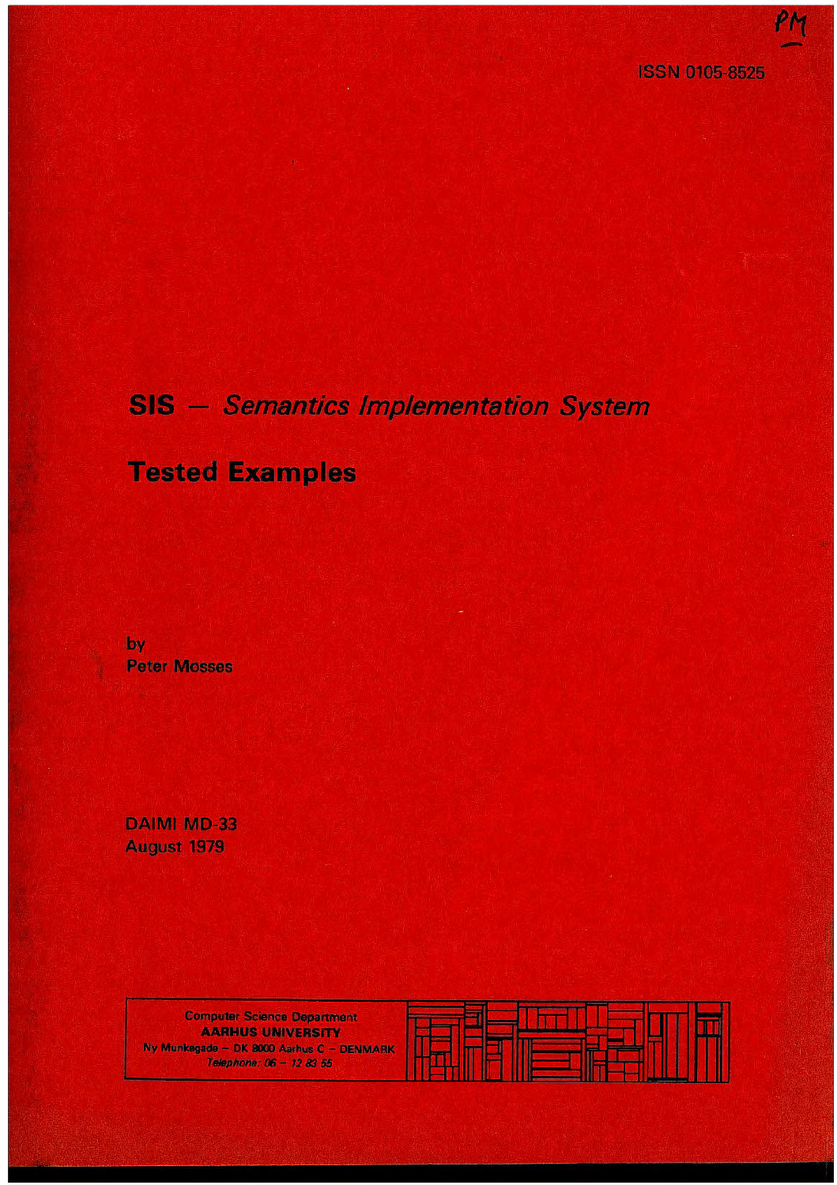PM

ISSN 0105-8525

# SIS — *Semantics Implementation System*

## Tested Examples

by
Peter Mosses

DAIMI MD-33
August 1979

Computer Science Department
**AARHUS UNIVERSITY**
Ny Munkegade – DK 8000 Aarhus C – DENMARK
*Telephone: 06 – 12 83 55*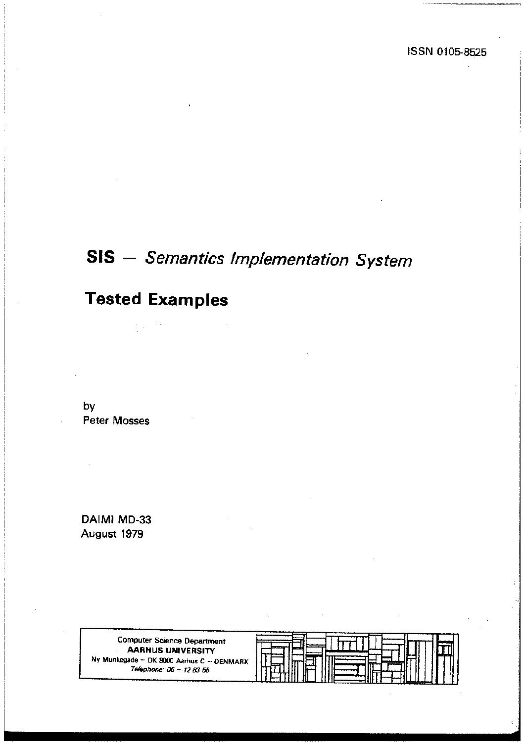ISSN 0105-8525

# SIS — *Semantics Implementation System*

# Tested Examples

by
Peter Mosses

DAIMI MD-33
August 1979

Computer Science Department
**AARHUS UNIVERSITY**
Ny Munkegade – DK 8000 Aarhus C – DENMARK
*Telephone: 06 – 12 83 55*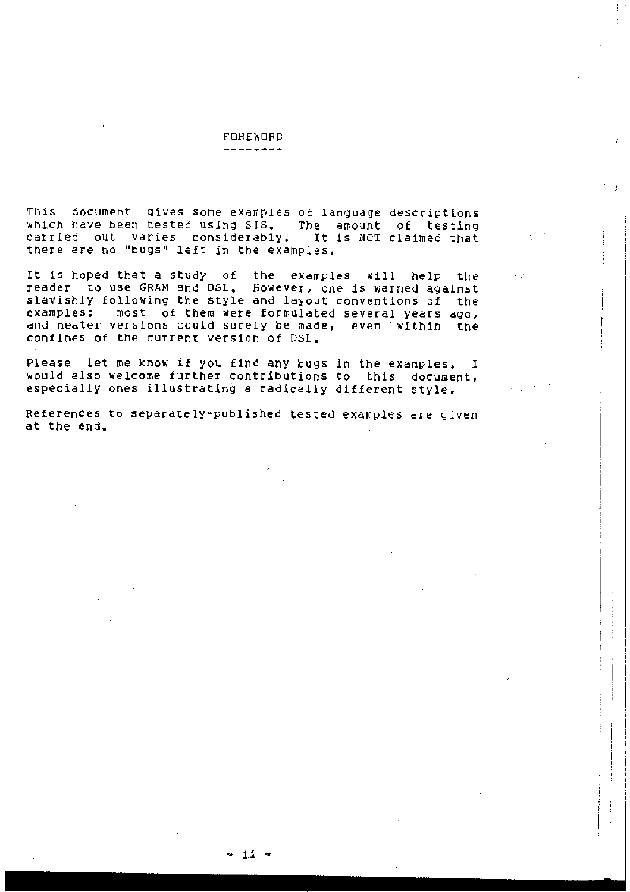# FOREWORD

This document gives some examples of language descriptions which have been tested using SIS. The amount of testing carried out varies considerably. It is NOT claimed that there are no "bugs" left in the examples.

It is hoped that a study of the examples will help the reader to use GRAM and DSL. However, one is warned against slavishly following the style and layout conventions of the examples: most of them were formulated several years ago, and neater versions could surely be made, even within the confines of the current version of DSL.

Please let me know if you find any bugs in the examples. I would also welcome further contributions to this document, especially ones illustrating a radically different style.

References to separately-published tested examples are given at the end.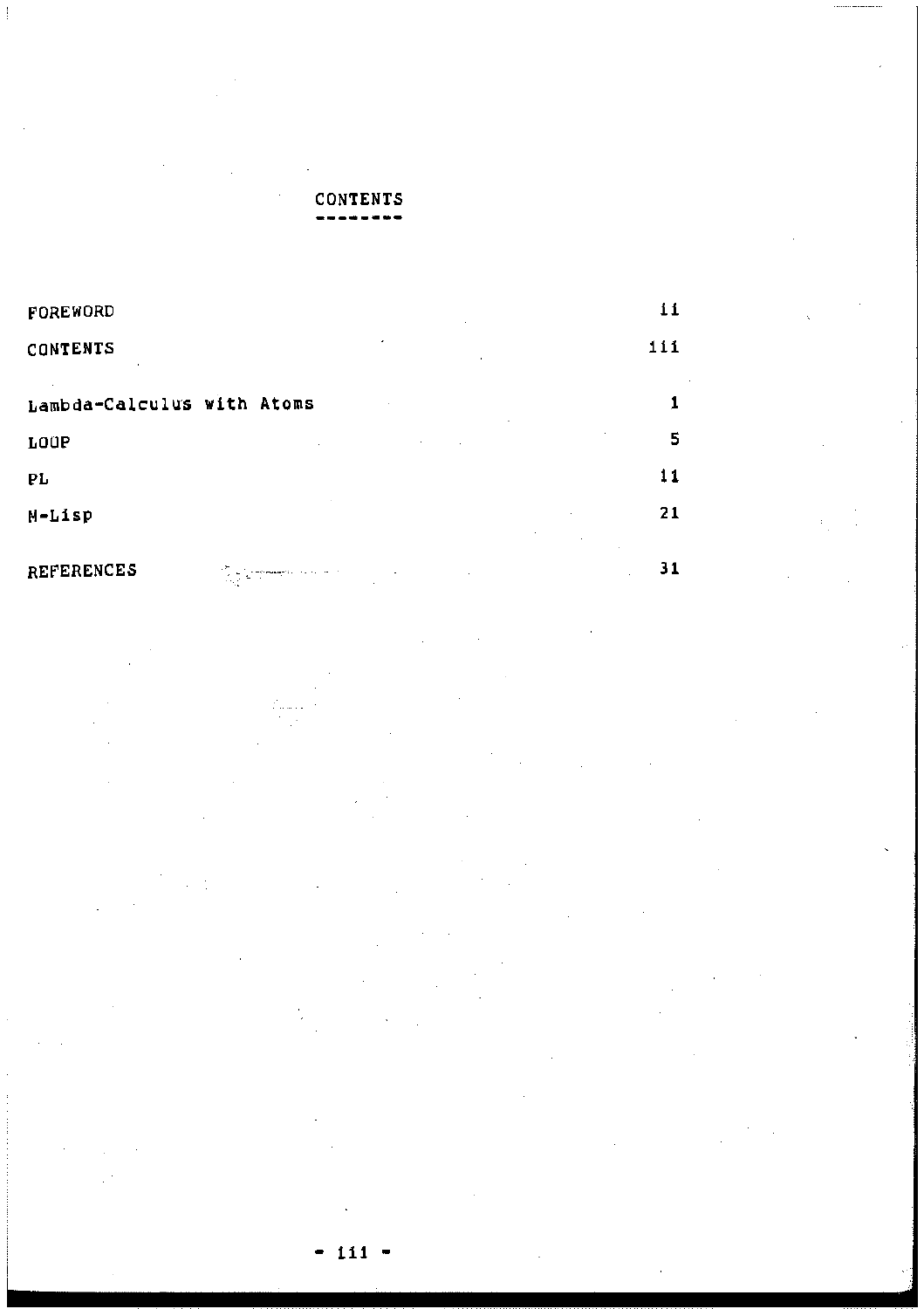# CONTENTS

| | |
|---|---|
| FOREWORD | ii |
| CONTENTS | iii |
| Lambda-Calculus with Atoms | 1 |
| LOOP | 5 |
| PL | 11 |
| M-Lisp | 21 |
| REFERENCES | 31 |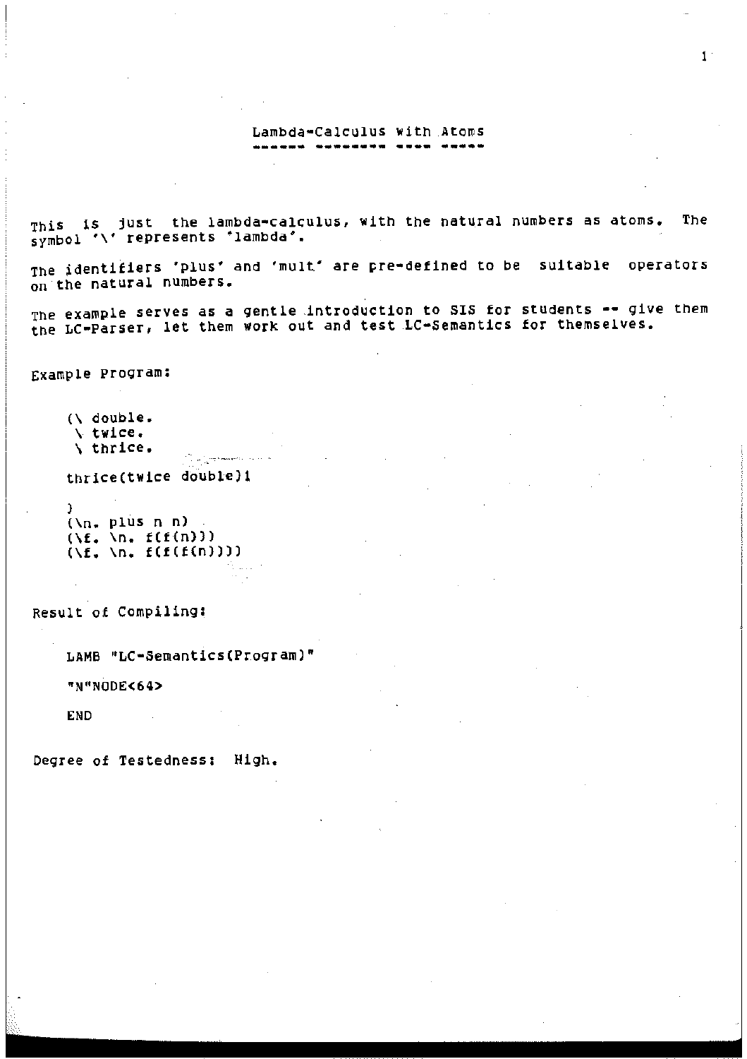# Lambda-Calculus with Atoms

This is just the lambda-calculus, with the natural numbers as atoms. The symbol '\' represents 'lambda'.

The identifiers 'plus' and 'mult' are pre-defined to be suitable operators on the natural numbers.

The example serves as a gentle introduction to SIS for students -- give them the LC-Parser, let them work out and test LC-Semantics for themselves.

Example Program:

```
(\ double.
 \ twice.
 \ thrice.

thrice(twice double)1

)
(\n. plus n n)
(\f. \n. f(f(n)))
(\f. \n. f(f(f(n))))
```

Result of Compiling:

```
LAMB "LC-Semantics(Program)"

"N"NODE<64>

END
```

Degree of Testedness: High.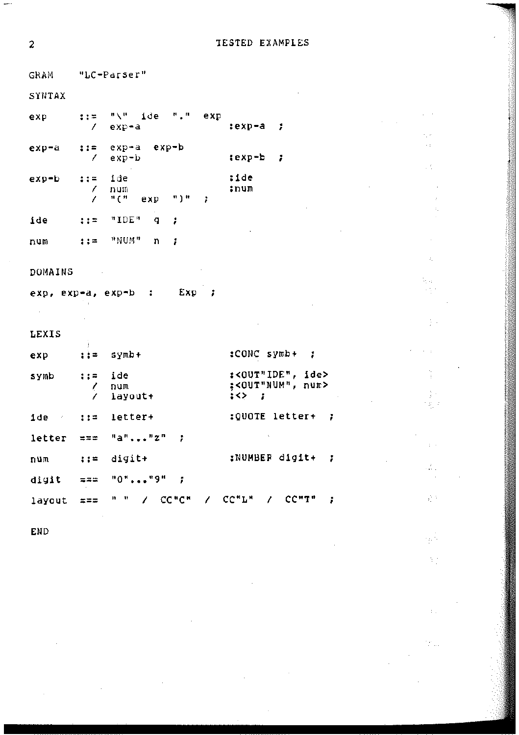```
GRAM    "LC-Parser"

SYNTAX

exp     ::=  "\"  ide  "."  exp
          /  exp-a                :exp-a  ;

exp-a   ::=  exp-a  exp-b
          /  exp-b                :exp-b  ;

exp-b   ::=  ide                  :ide
          /  num                  :num
          /  "("  exp  ")"  ;

ide     ::=  "IDE"  q  ;

num     ::=  "NUM"  n  ;

DOMAINS

exp, exp-a, exp-b  :    Exp  ;


LEXIS

exp     ::=  symb+                :CONC symb+  ;

symb    ::=  ide                  :<OUT"IDE", ide>
          /  num                  :<OUT"NUM", num>
          /  layout+              :<>  ;

ide     ::=  letter+              :QUOTE letter+  ;

letter  ===  "a"..."z"  ;

num     ::=  digit+               :NUMBER digit+  ;

digit   ===  "0"..."9"  ;

layout  ===  " "  /  CC"C"  /  CC"L"  /  CC"T"  ;

END
```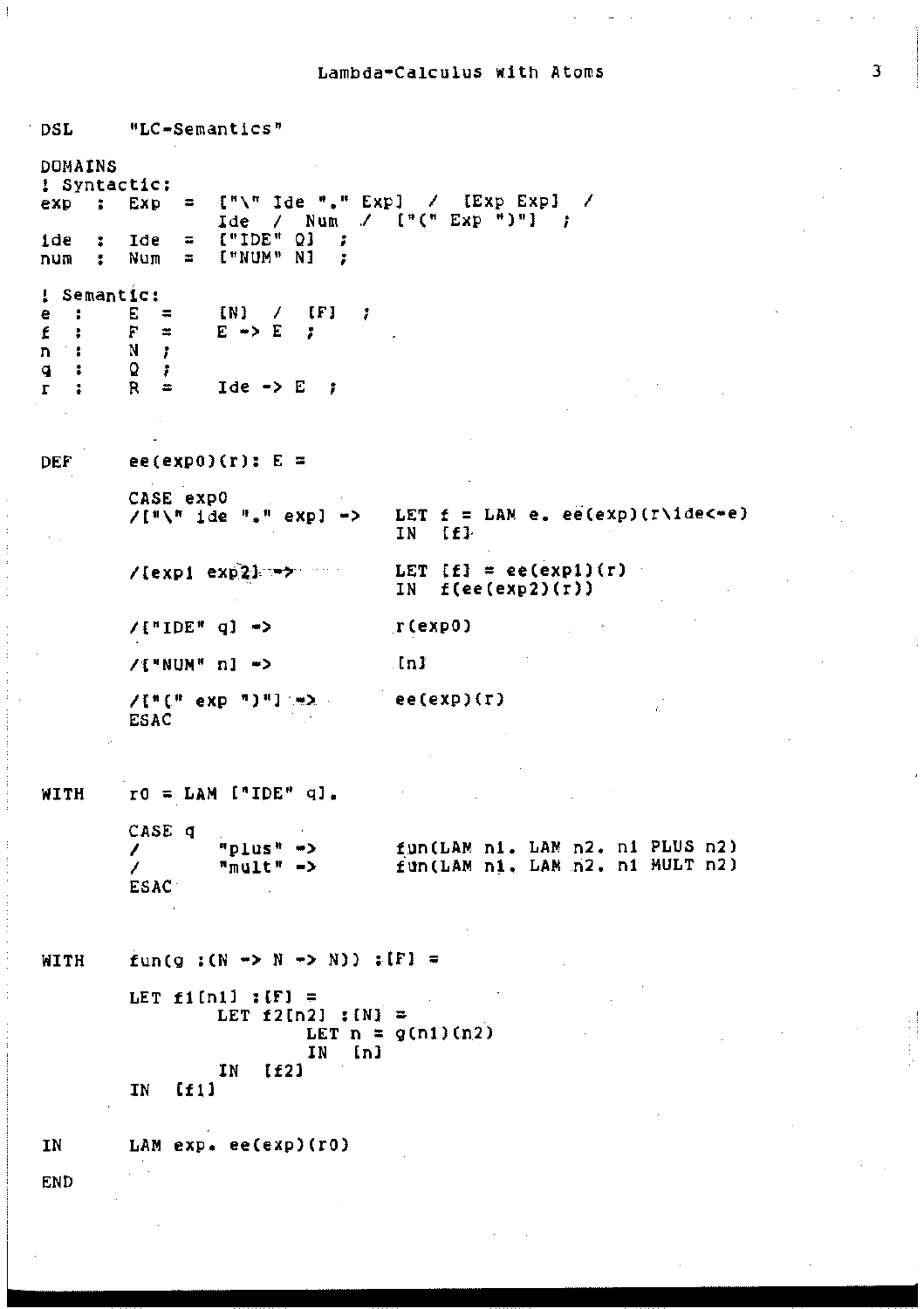```
DSL     "LC-Semantics"

DOMAINS
! Syntactic:
exp  :  Exp  =  ["\" Ide "." Exp]  /  [Exp Exp]  /
                Ide  /  Num  /  ["(" Exp ")"]  ;
ide  :  Ide  =  ["IDE" Q]  ;
num  :  Num  =  ["NUM" N]  ;

! Semantic:
e  :    E  =    [N]  /  [F]  ;
f  :    F  =    E -> E  ;
n  :    N  ;
q  :    Q  ;
r  :    R  =    Ide -> E  ;


DEF     ee(exp0)(r): E =

        CASE exp0
        /["\" ide "." exp] ->     LET f = LAM e. ee(exp)(r\ide<-e)
                                  IN  [f]

        /[exp1 exp2] ->           LET [f] = ee(exp1)(r)
                                  IN  f(ee(exp2)(r))

        /["IDE" q] ->             r(exp0)

        /["NUM" n] ->             [n]

        /["(" exp ")"] ->         ee(exp)(r)
        ESAC


WITH    r0 = LAM ["IDE" q].

        CASE q
        /       "plus" ->         fun(LAM n1. LAM n2. n1 PLUS n2)
        /       "mult" ->         fun(LAM n1. LAM n2. n1 MULT n2)
        ESAC


WITH    fun(g :(N -> N -> N)) :[F] =

        LET f1[n1] :[F] =
                LET f2[n2] :[N] =
                        LET n = g(n1)(n2)
                        IN  [n]
                IN  [f2]
        IN  [f1]


IN      LAM exp. ee(exp)(r0)

END
```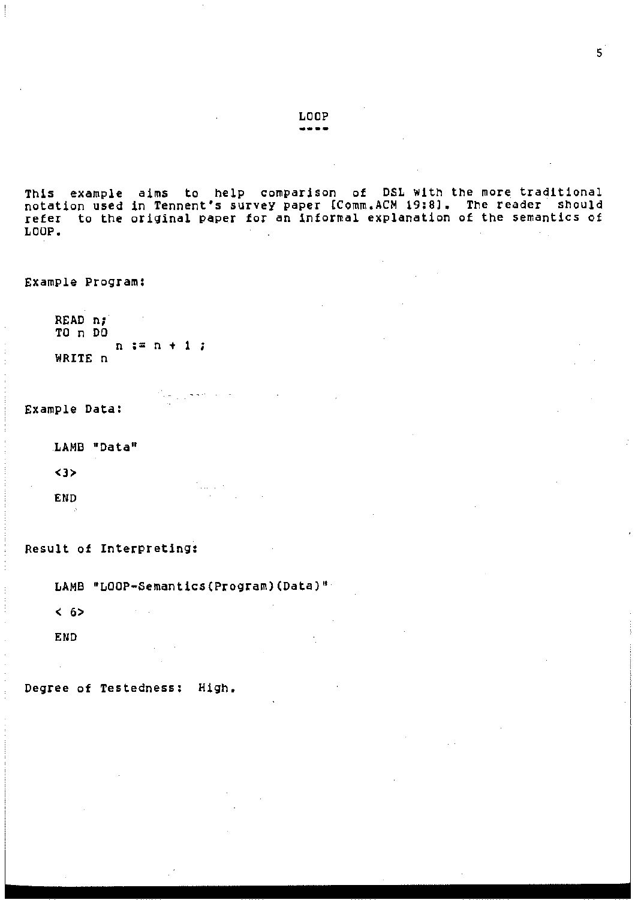# LOOP

This example aims to help comparison of DSL with the more traditional notation used in Tennent's survey paper [Comm.ACM 19:8]. The reader should refer to the original paper for an informal explanation of the semantics of LOOP.

Example Program:

```
READ n;
TO n DO
        n := n + 1 ;
WRITE n
```

Example Data:

```
LAMB "Data"

<3>

END
```

Result of Interpreting:

```
LAMB "LOOP-Semantics(Program)(Data)"

< 6>

END
```

Degree of Testedness: High.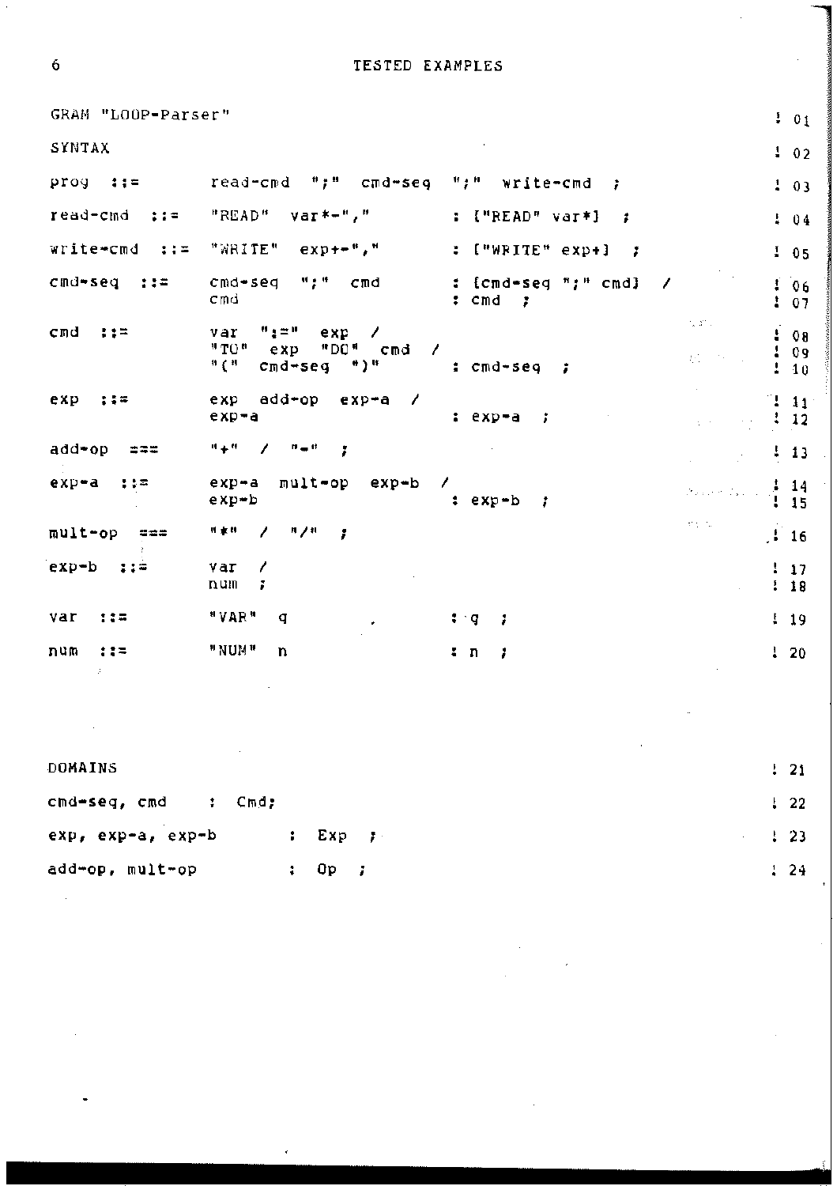```
GRAM "LOOP-Parser"                                                          ! 01

SYNTAX                                                                      ! 02

prog  ::=        read-cmd  ";"  cmd-seq  ";"  write-cmd  ;                  ! 03

read-cmd  ::=    "READ"  var*-","           : ["READ" var*]  ;              ! 04

write-cmd  ::=   "WRITE"  exp+-","          : ["WRITE" exp+]  ;             ! 05

cmd-seq  ::=     cmd-seq  ";"  cmd          : [cmd-seq ";" cmd]  /          ! 06
                 cmd                        : cmd  ;                        ! 07

cmd  ::=         var  ":="  exp  /                                          ! 08
                 "TO"  exp  "DO"  cmd  /                                    ! 09
                 "("  cmd-seq  ")"          : cmd-seq  ;                    ! 10

exp  ::=         exp  add-op  exp-a  /                                      ! 11
                 exp-a                      : exp-a  ;                      ! 12

add-op  ===      "+"  /  "-"  ;                                             ! 13

exp-a  ::=       exp-a  mult-op  exp-b  /                                   ! 14
                 exp-b                      : exp-b  ;                      ! 15

mult-op  ===     "*"  /  "/"  ;                                             ! 16

exp-b  ::=       var  /                                                     ! 17
                 num  ;                                                     ! 18

var  ::=         "VAR"  q                   : q  ;                          ! 19

num  ::=         "NUM"  n                   : n  ;                          ! 20



DOMAINS                                                                     ! 21

cmd-seq, cmd     :  Cmd;                                                    ! 22

exp, exp-a, exp-b        :  Exp  ;                                          ! 23

add-op, mult-op          :  Op  ;                                           ! 24
```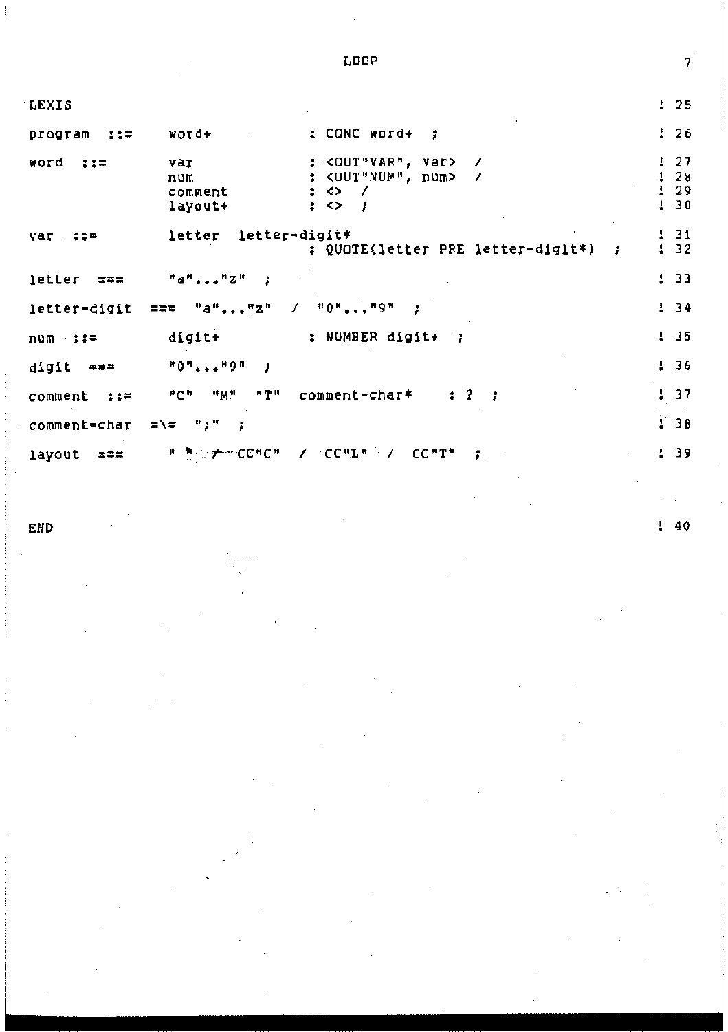```
LEXIS                                                                    ! 25

program  ::=    word+              : CONC word+  ;                       ! 26

word  ::=       var                : <OUT"VAR", var>  /                  ! 27
                num                : <OUT"NUM", num>  /                  ! 28
                comment            : <>  /                               ! 29
                layout+            : <>  ;                               ! 30

var  ::=        letter  letter-digit*                                    ! 31
                                   : QUOTE(letter PRE letter-digit*)  ;  ! 32

letter  ===     "a"..."z"  ;                                             ! 33

letter-digit  ===  "a"..."z"  /  "0"..."9"  ;                            ! 34

num  ::=        digit+             : NUMBER digit+  ;                    ! 35

digit  ===      "0"..."9"  ;                                             ! 36

comment  ::=    "C"  "M"  "T"  comment-char*    : ?  ;                   ! 37

comment-char  =\=  ";"  ;                                                ! 38

layout  ===     " " / CC"C"  /  CC"L"  /  CC"T"  ;                       ! 39


END                                                                      ! 40
```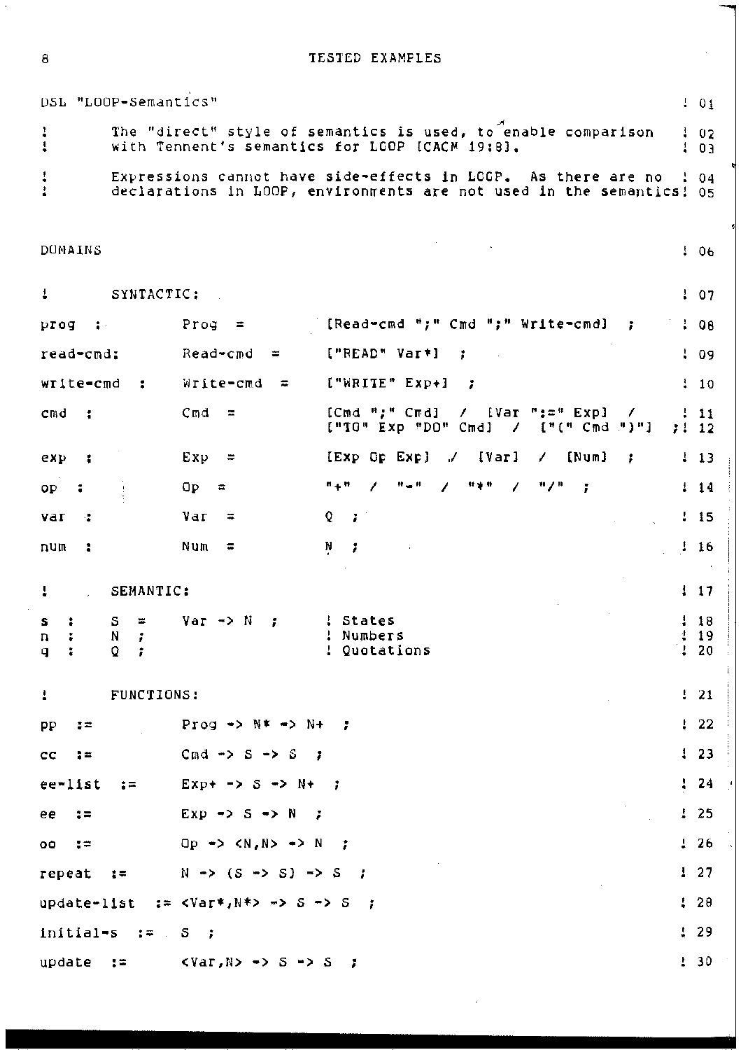```
DSL "LOOP-Semantics"                                                    ! 01

!       The "direct" style of semantics is used, to enable comparison   ! 02
!       with Tennent's semantics for LOOP [CACM 19:8].                  ! 03

!       Expressions cannot have side-effects in LOOP.  As there are no  ! 04
!       declarations in LOOP, environments are not used in the semantics! 05


DOMAINS                                                                 ! 06

!       SYNTACTIC:                                                      ! 07

prog  :          Prog  =         [Read-cmd ";" Cmd ";" Write-cmd]  ;    ! 08

read-cmd:        Read-cmd  =     ["READ" Var*]  ;                       ! 09

write-cmd  :     Write-cmd  =    ["WRITE" Exp+]  ;                      ! 10

cmd  :           Cmd  =          [Cmd ";" Cmd]  /  [Var ":=" Exp]  /    ! 11
                                 ["TO" Exp "DO" Cmd]  /  ["(" Cmd ")"] ;! 12

exp  :           Exp  =          [Exp Op Exp]  /  [Var]  /  [Num]  ;    ! 13

op  :            Op  =           "+"  /  "-"  /  "*"  /  "/"  ;         ! 14

var  :           Var  =          Q  ;                                   ! 15

num  :           Num  =          N  ;                                   ! 16

!       SEMANTIC:                                                       ! 17

s  :    S  =    Var -> N  ;      ! States                               ! 18
n  :    N  ;                     ! Numbers                              ! 19
q  :    Q  ;                     ! Quotations                           ! 20

!       FUNCTIONS:                                                      ! 21

pp  :=           Prog -> N* -> N+  ;                                    ! 22

cc  :=           Cmd -> S -> S  ;                                       ! 23

ee-list  :=      Exp+ -> S -> N+  ;                                     ! 24

ee  :=           Exp -> S -> N  ;                                       ! 25

oo  :=           Op -> <N,N> -> N  ;                                    ! 26

repeat  :=       N -> (S -> S) -> S  ;                                  ! 27

update-list  := <Var*,N*> -> S -> S  ;                                  ! 28

initial-s  :=   S  ;                                                    ! 29

update  :=       <Var,N> -> S -> S  ;                                   ! 30
```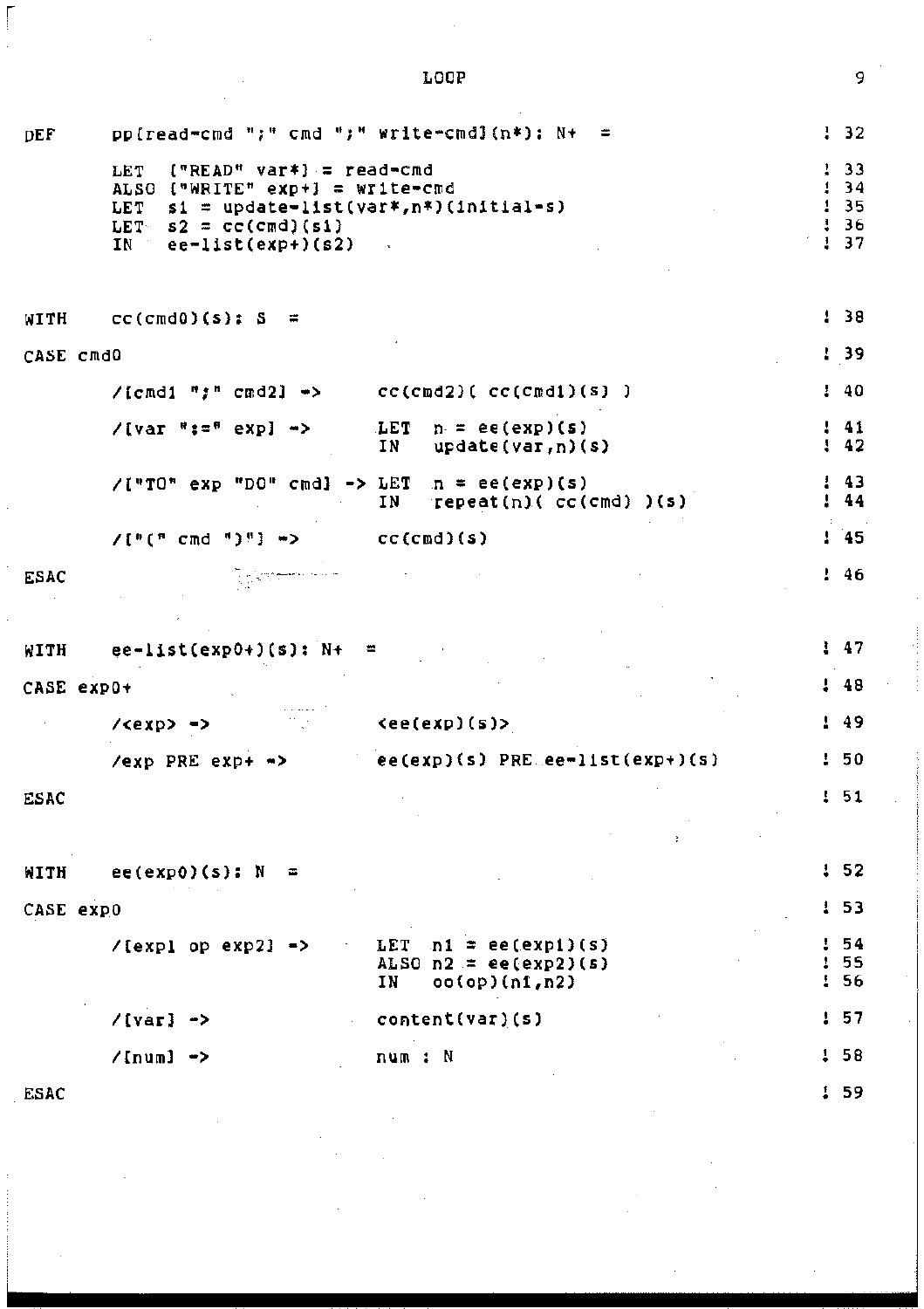```
DEF     pp[read-cmd ";" cmd ";" write-cmd](n*): N+  =                          ! 32

        LET  ["READ" var*] = read-cmd                                          ! 33
        ALSO ["WRITE" exp+] = write-cmd                                        ! 34
        LET  s1 = update-list(var*,n*)(initial-s)                              ! 35
        LET  s2 = cc(cmd)(s1)                                                  ! 36
        IN   ee-list(exp+)(s2)                                                 ! 37



WITH    cc(cmd0)(s): S  =                                                      ! 38

CASE cmd0                                                                      ! 39

        /[cmd1 ";" cmd2] ->      cc(cmd2)( cc(cmd1)(s) )                       ! 40

        /[var ":=" exp] ->       LET  n = ee(exp)(s)                           ! 41
                                 IN   update(var,n)(s)                         ! 42

        /["TO" exp "DO" cmd] ->  LET  n = ee(exp)(s)                           ! 43
                                 IN   repeat(n)( cc(cmd) )(s)                  ! 44

        /["(" cmd ")"] ->        cc(cmd)(s)                                    ! 45

ESAC                                                                           ! 46



WITH    ee-list(exp0+)(s): N+  =                                               ! 47

CASE exp0+                                                                     ! 48

        /<exp> ->                <ee(exp)(s)>                                  ! 49

        /exp PRE exp+ ->         ee(exp)(s) PRE ee-list(exp+)(s)               ! 50

ESAC                                                                           ! 51



WITH    ee(exp0)(s): N  =                                                      ! 52

CASE exp0                                                                      ! 53

        /[exp1 op exp2] ->       LET  n1 = ee(exp1)(s)                         ! 54
                                 ALSO n2 = ee(exp2)(s)                         ! 55
                                 IN   oo(op)(n1,n2)                            ! 56

        /[var] ->                content(var)(s)                               ! 57

        /[num] ->                num : N                                       ! 58

ESAC                                                                           ! 59
```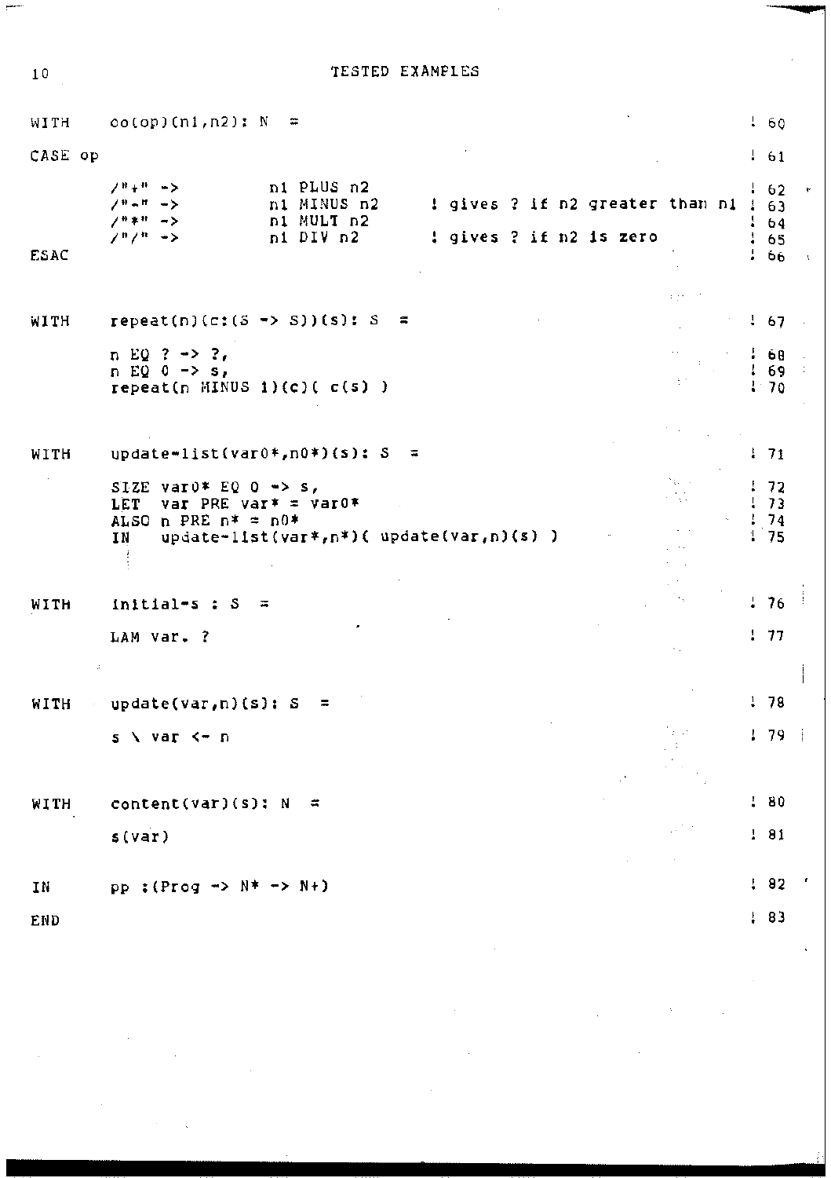```
WITH    oo(op)(n1,n2): N  =                                                     ! 60

CASE op                                                                         ! 61

        /"+" ->         n1 PLUS n2                                              ! 62
        /"-" ->         n1 MINUS n2     ! gives ? if n2 greater than n1         ! 63
        /"*" ->         n1 MULT n2                                              ! 64
        /"/" ->         n1 DIV n2       ! gives ? if n2 is zero                 ! 65
ESAC                                                                            ! 66


WITH    repeat(n)(c:(S -> S))(s): S  =                                          ! 67

        n EQ ? -> ?,                                                            ! 68
        n EQ 0 -> s,                                                            ! 69
        repeat(n MINUS 1)(c)( c(s) )                                            ! 70


WITH    update-list(var0*,n0*)(s): S  =                                         ! 71

        SIZE var0* EQ 0 -> s,                                                   ! 72
        LET  var PRE var* = var0*                                               ! 73
        ALSO n PRE n* = n0*                                                     ! 74
        IN   update-list(var*,n*)( update(var,n)(s) )                           ! 75


WITH    initial-s : S  =                                                        ! 76

        LAM var. ?                                                              ! 77


WITH    update(var,n)(s): S  =                                                  ! 78

        s \ var <- n                                                            ! 79


WITH    content(var)(s): N  =                                                   ! 80

        s(var)                                                                  ! 81


IN      pp :(Prog -> N* -> N+)                                                  ! 82

END                                                                             ! 83
```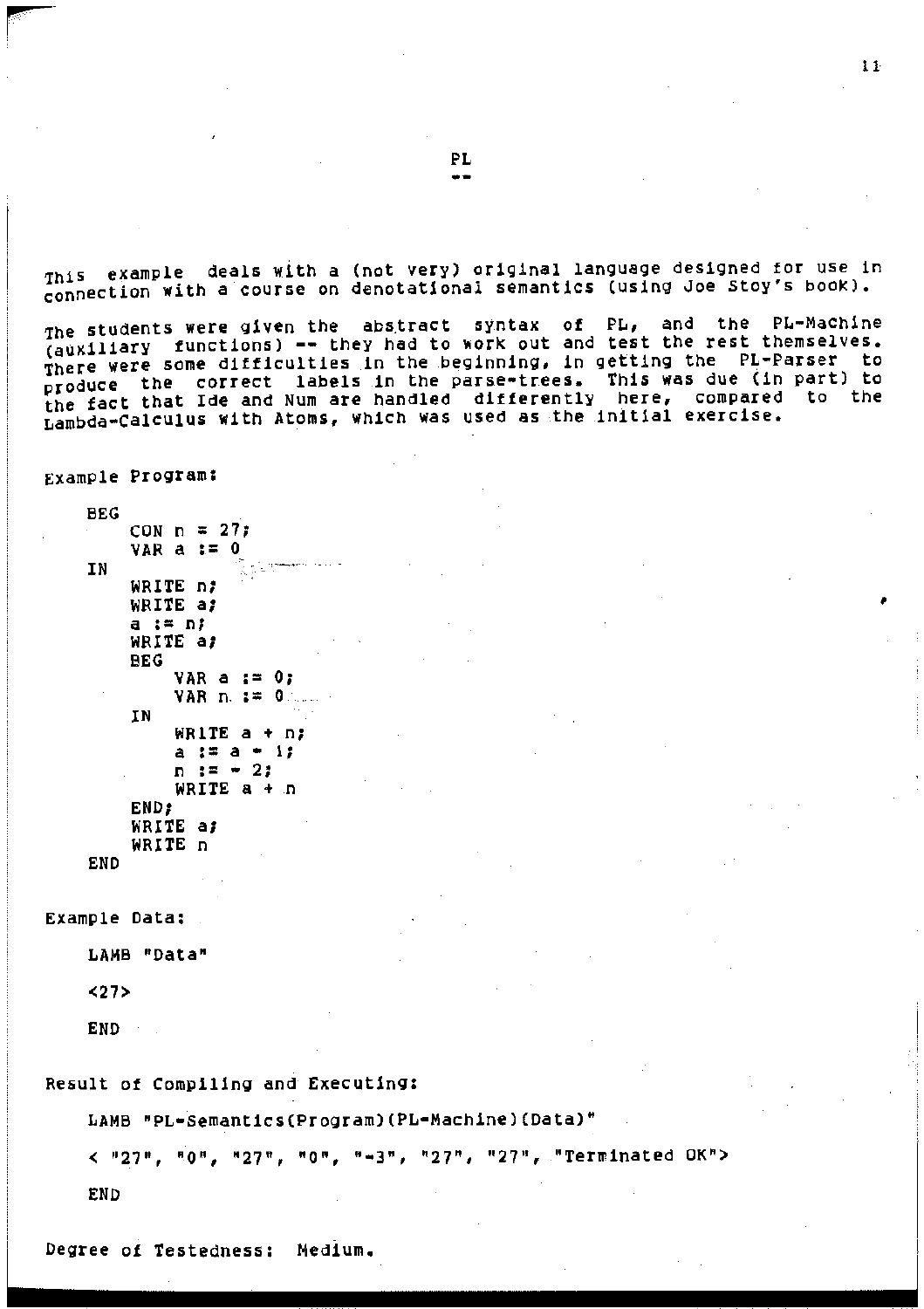# PL

This example deals with a (not very) original language designed for use in connection with a course on denotational semantics (using Joe Stoy's book).

The students were given the abstract syntax of PL, and the PL-Machine (auxiliary functions) -- they had to work out and test the rest themselves. There were some difficulties in the beginning, in getting the PL-Parser to produce the correct labels in the parse-trees. This was due (in part) to the fact that Ide and Num are handled differently here, compared to the Lambda-Calculus with Atoms, which was used as the initial exercise.

Example Program:

```
BEG
    CON n = 27;
    VAR a := 0
IN
    WRITE n;
    WRITE a;
    a := n;
    WRITE a;
    BEG
        VAR a := 0;
        VAR n := 0
    IN
        WRITE a + n;
        a := a - 1;
        n := - 2;
        WRITE a + n
    END;
    WRITE a;
    WRITE n
END
```

Example Data:

```
LAMB "Data"

<27>

END
```

Result of Compiling and Executing:

```
LAMB "PL-Semantics(Program)(PL-Machine)(Data)"

< "27", "0", "27", "0", "-3", "27", "27", "Terminated OK">

END
```

Degree of Testedness: Medium.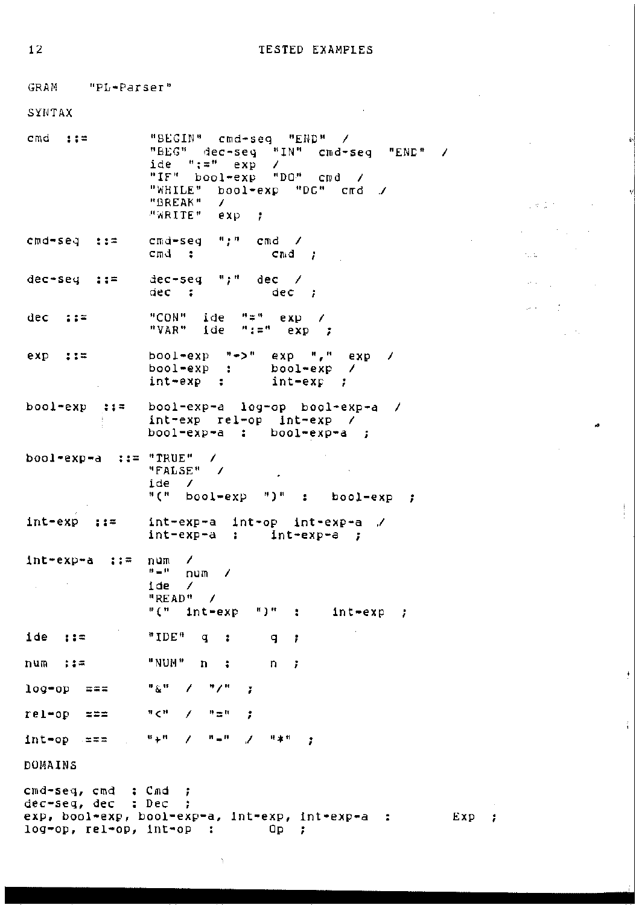GRAM "PL-Parser"

SYNTAX

```
cmd  ::=        "BEGIN"  cmd-seq  "END"  /
                "BEG"  dec-seq  "IN"  cmd-seq  "END"  /
                ide  ":="  exp  /
                "IF"  bool-exp  "DO"  cmd  /
                "WHILE"  bool-exp  "DO"  cmd  /
                "BREAK"  /
                "WRITE"  exp  ;

cmd-seq  ::=    cmd-seq  ";"  cmd  /
                cmd  :       cmd  ;

dec-seq  ::=    dec-seq  ";"  dec  /
                dec  :       dec  ;

dec  ::=        "CON"  ide  "="  exp  /
                "VAR"  ide  ":="  exp  ;

exp  ::=        bool-exp  "->"  exp  ","  exp  /
                bool-exp  :     bool-exp  /
                int-exp  :      int-exp  ;

bool-exp  ::=   bool-exp-a  log-op  bool-exp-a  /
                int-exp  rel-op  int-exp  /
                bool-exp-a  :  bool-exp-a  ;

bool-exp-a  ::= "TRUE"  /
                "FALSE"  /
                ide  /
                "("  bool-exp  ")"  :  bool-exp  ;

int-exp  ::=    int-exp-a  int-op  int-exp-a  /
                int-exp-a  :   int-exp-a  ;

int-exp-a  ::=  num  /
                "-"  num  /
                ide  /
                "READ"  /
                "("  int-exp  ")"  :   int-exp  ;

ide  ::=        "IDE"  q  :    q  ;

num  ::=        "NUM"  n  :    n  ;

log-op  ===     "&"  /  "/"  ;

rel-op  ===     "<"  /  "="  ;

int-op  ===     "+"  /  "-"  /  "*"  ;
```

DOMAINS

```
cmd-seq, cmd  : Cmd  ;
dec-seq, dec  : Dec  ;
exp, bool-exp, bool-exp-a, int-exp, int-exp-a  :     Exp  ;
log-op, rel-op, int-op  :     Op  ;
```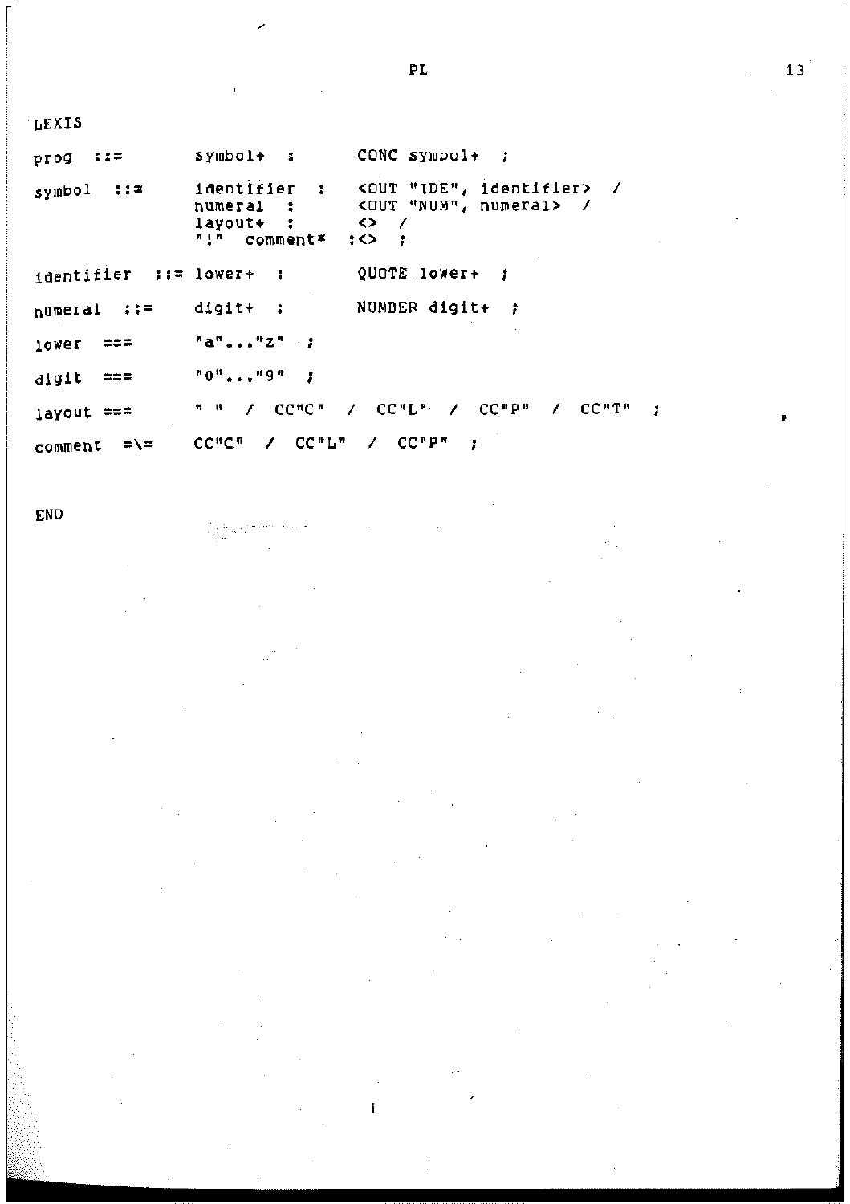```
LEXIS

prog  ::=       symbol+  :       CONC symbol+  ;

symbol  ::=     identifier  :    <OUT "IDE", identifier>  /
                numeral  :       <OUT "NUM", numeral>  /
                layout+  :       <>  /
                "!"  comment*  :<>  ;

identifier  ::= lower+  :        QUOTE lower+  ;

numeral  ::=    digit+  :        NUMBER digit+  ;

lower  ===      "a"..."z"  ;

digit  ===      "0"..."9"  ;

layout ===      " "  /  CC"C"  /  CC"L"  /  CC"P"  /  CC"T"  ;

comment  =\=    CC"C"  /  CC"L"  /  CC"P"  ;


END
```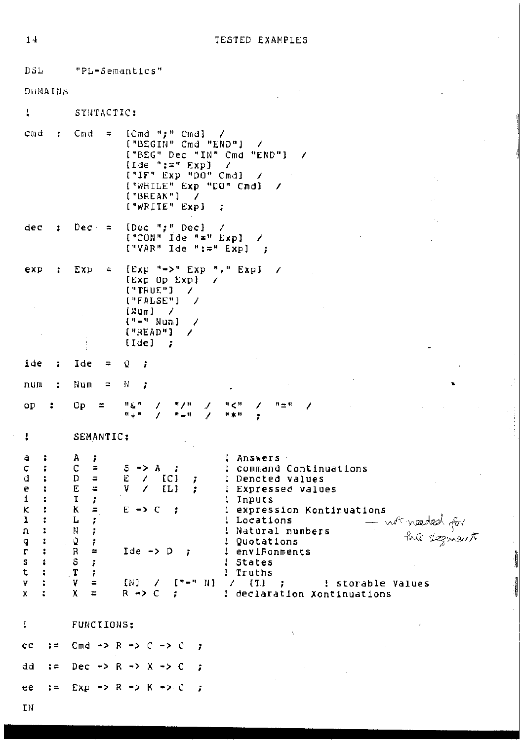```
DSL     "PL-Semantics"

DOMAINS

!       SYNTACTIC:

cmd  :  Cmd  =  [Cmd ";" Cmd]  /
                ["BEGIN" Cmd "END"]  /
                ["BEG" Dec "IN" Cmd "END"]  /
                [Ide ":=" Exp]  /
                ["IF" Exp "DO" Cmd]  /
                ["WHILE" Exp "DO" Cmd]  /
                ["BREAK"]  /
                ["WRITE" Exp]  ;

dec  :  Dec  =  [Dec ";" Dec]  /
                ["CON" Ide "=" Exp]  /
                ["VAR" Ide ":=" Exp]  ;

exp  :  Exp  =  [Exp "->" Exp "," Exp]  /
                [Exp Op Exp]  /
                ["TRUE"]  /
                ["FALSE"]  /
                [Num]  /
                ["-" Num]  /
                ["READ"]  /
                [Ide]  ;

ide  :  Ide  =  Q  ;

num  :  Num  =  N  ;

op   :  Op   =  "&"  /  "/"  /  "<"  /  "="  /
                "+"  /  "-"  /  "*"  ;

!       SEMANTIC:

a  :  A  ;                          ! Answers
c  :  C  =  S -> A  ;               ! command Continuations
d  :  D  =  E  /  [C]  ;            ! Denoted values
e  :  E  =  V  /  [L]  ;            ! Expressed values
i  :  I  ;                          ! Inputs
k  :  K  =  E -> C  ;               ! expression Kontinuations
l  :  L  ;                          ! Locations          — not needed for
n  :  N  ;                          ! Natural numbers       this segment
q  :  Q  ;                          ! Quotations
r  :  R  =  Ide -> D  ;             ! enviRonments
s  :  S  ;                          ! States
t  :  T  ;                          ! Truths
v  :  V  =  [N]  /  ["-" N]  /  [T]  ;      ! storable Values
x  :  X  =  R -> C  ;               ! declaration Xontinuations

!       FUNCTIONS:

cc  :=  Cmd -> R -> C -> C  ;

dd  :=  Dec -> R -> X -> C  ;

ee  :=  Exp -> R -> K -> C  ;

IN
```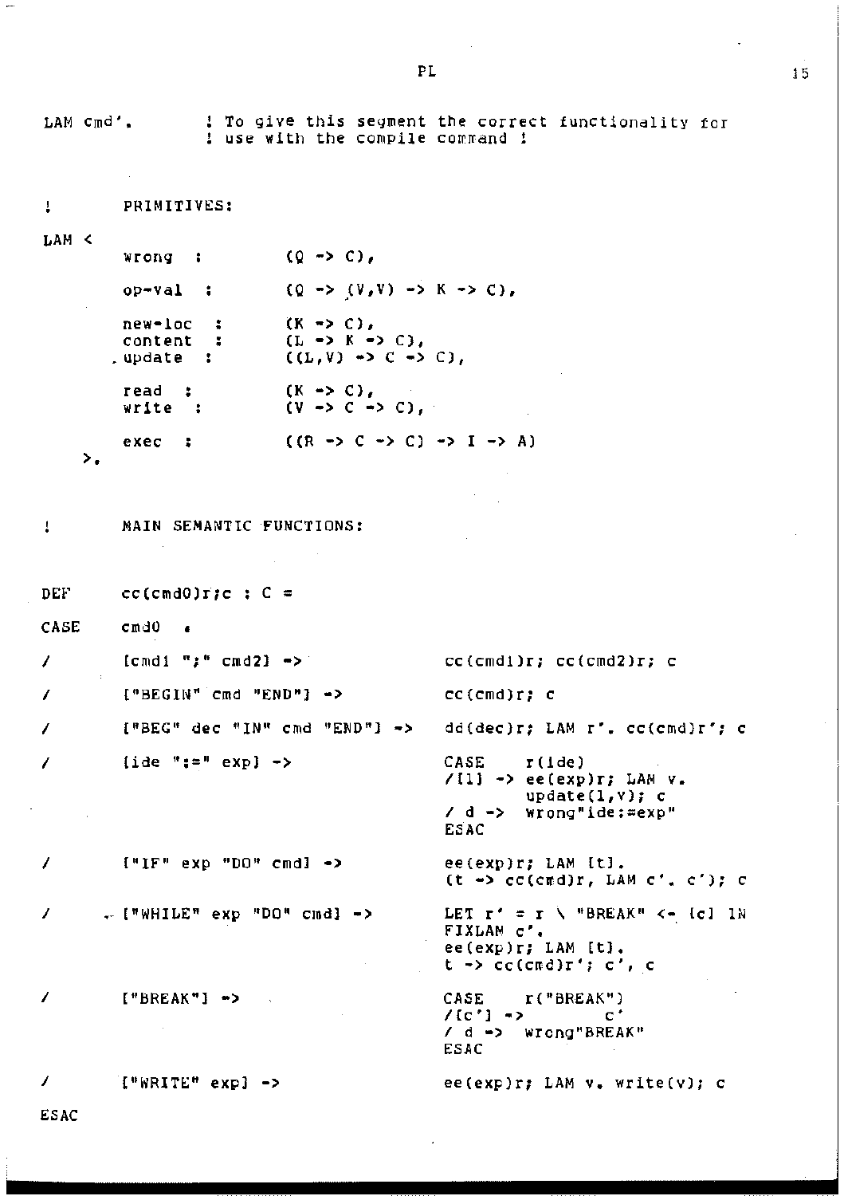```
LAM cmd'.        ! To give this segment the correct functionality for
                 ! use with the compile command !


!       PRIMITIVES:

LAM <
        wrong  :        (Q -> C),

        op-val  :       (Q -> (V,V) -> K -> C),

        new-loc  :      (K -> C),
        content  :      (L -> K -> C),
        update  :       ((L,V) -> C -> C),

        read  :         (K -> C),
        write  :        (V -> C -> C),

        exec  :         ((R -> C -> C) -> I -> A)
    >.


!       MAIN SEMANTIC FUNCTIONS:


DEF     cc(cmd0)r;c : C =

CASE    cmd0  .

/       [cmd1 ";" cmd2] ->              cc(cmd1)r; cc(cmd2)r; c

/       ["BEGIN" cmd "END"] ->          cc(cmd)r; c

/       ["BEG" dec "IN" cmd "END"] ->   dd(dec)r; LAM r'. cc(cmd)r'; c

/       [ide ":=" exp] ->               CASE    r(ide)
                                        /[l] -> ee(exp)r; LAM v.
                                                update(l,v); c
                                        / d ->  wrong"ide:=exp"
                                        ESAC

/       ["IF" exp "DO" cmd] ->          ee(exp)r; LAM [t].
                                        (t -> cc(cmd)r, LAM c'. c'); c

/       ["WHILE" exp "DO" cmd] ->       LET r' = r \ "BREAK" <- [c] IN
                                        FIXLAM c'.
                                        ee(exp)r; LAM [t].
                                        t -> cc(cmd)r'; c', c

/       ["BREAK"] ->                    CASE    r("BREAK")
                                        /[c'] ->        c'
                                        / d ->  wrong"BREAK"
                                        ESAC

/       ["WRITE" exp] ->                ee(exp)r; LAM v. write(v); c

ESAC
```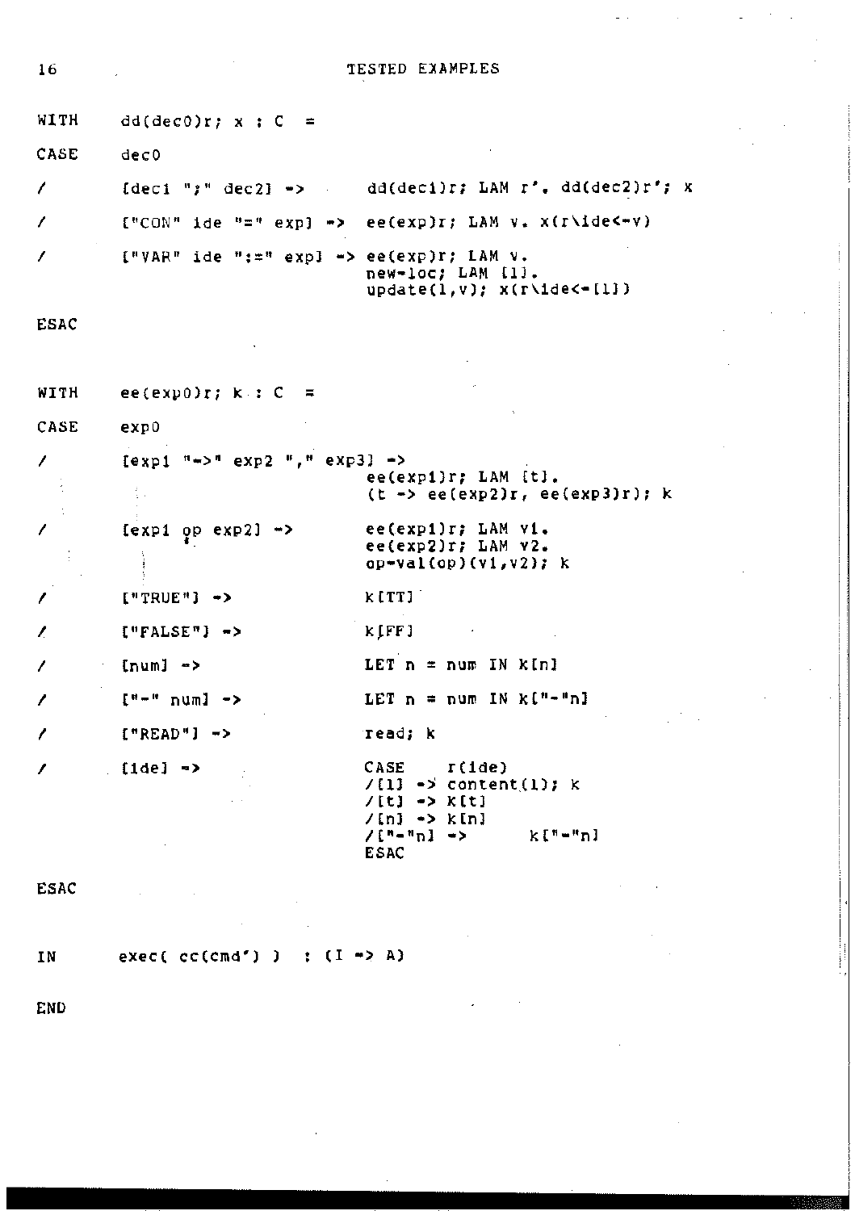```
WITH    dd(dec0)r; x : C  =

CASE    dec0

/       [dec1 ";" dec2] ->        dd(dec1)r; LAM r'. dd(dec2)r'; x

/       ["CON" ide "=" exp] ->    ee(exp)r; LAM v. x(r\ide<-v)

/       ["VAR" ide ":=" exp] ->   ee(exp)r; LAM v.
                                  new-loc; LAM [l].
                                  update(l,v); x(r\ide<-[l])

ESAC


WITH    ee(exp0)r; k : C  =

CASE    exp0

/       [exp1 "->" exp2 "," exp3] ->
                                  ee(exp1)r; LAM [t].
                                  (t -> ee(exp2)r, ee(exp3)r); k

/       [exp1 op exp2] ->         ee(exp1)r; LAM v1.
                                  ee(exp2)r; LAM v2.
                                  op-val(op)(v1,v2); k

/       ["TRUE"] ->               k[TT]

/       ["FALSE"] ->              k[FF]

/       [num] ->                  LET n = num IN k[n]

/       ["-" num] ->              LET n = num IN k["-"n]

/       ["READ"] ->               read; k

/       [ide] ->                  CASE    r(ide)
                                  /[l] -> content(l); k
                                  /[t] -> k[t]
                                  /[n] -> k[n]
                                  /["-"n] ->      k["-"n]
                                  ESAC

ESAC


IN      exec( cc(cmd') )  : (I -> A)

END
```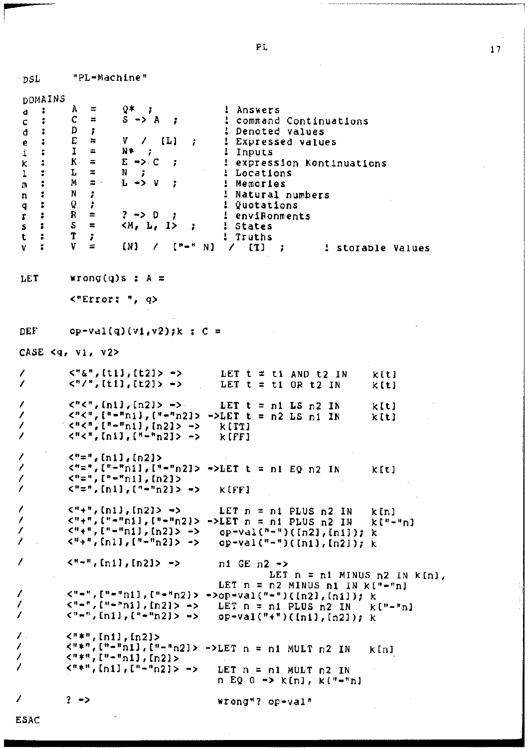```
DSL     "PL-Machine"

DOMAINS
a  :    A  =    Q*  ;                   ! Answers
c  :    C  =    S -> A  ;               ! command Continuations
d  :    D  ;                            ! Denoted values
e  :    E  =    V  /  [L]  ;            ! Expressed values
i  :    I  =    N*  ;                   ! Inputs
k  :    K  =    E -> C  ;               ! expression Kontinuations
l  :    L  =    N  ;                    ! Locations
m  :    M  =    L -> V  ;               ! Memories
n  :    N  ;                            ! Natural numbers
q  :    Q  ;                            ! Quotations
r  :    R  =    ? -> D  ;               ! enviRonments
s  :    S  =    <M, L, I>  ;            ! States
t  :    T  ;                            ! Truths
v  :    V  =    [N]  /  ["-" N]  /  [T]  ;       ! storable Values


LET     wrong(q)s : A =

        <"Error: ", q>


DEF     op-val(q)(v1,v2);k : C =

CASE <q, v1, v2>

/       <"&",[t1],[t2]> ->       LET t = t1 AND t2 IN     k[t]
/       <"/",[t1],[t2]> ->       LET t = t1 OR t2 IN      k[t]

/       <"<",[n1],[n2]> ->       LET t = n1 LS n2 IN      k[t]
/       <"<",["-"n1],["-"n2]> ->LET t = n2 LS n1 IN       k[t]
/       <"<",["-"n1],[n2]> ->    k[TT]
/       <"<",[n1],["-"n2]> ->    k[FF]

/       <"=",[n1],[n2]>
/       <"=",["-"n1],["-"n2]> ->LET t = n1 EQ n2 IN       k[t]
/       <"=",["-"n1],[n2]>
/       <"=",[n1],["-"n2]> ->    k[FF]

/       <"+",[n1],[n2]> ->       LET n = n1 PLUS n2 IN    k[n]
/       <"+",["-"n1],["-"n2]> ->LET n = n1 PLUS n2 IN     k["-"n]
/       <"+",["-"n1],[n2]> ->    op-val("-")([n2],[n1]); k
/       <"+",[n1],["-"n2]> ->    op-val("-")([n1],[n2]); k

/       <"-",[n1],[n2]> ->       n1 GE n2 ->
                                          LET n = n1 MINUS n2 IN k[n],
                                 LET n = n2 MINUS n1 IN k["-"n]
/       <"-",["-"n1],["-"n2]> ->op-val("-")([n2],[n1]); k
/       <"-",["-"n1],[n2]> ->    LET n = n1 PLUS n2 IN    k["-"n]
/       <"-",[n1],["-"n2]> ->    op-val("+")([n1],[n2]); k

/       <"*",[n1],[n2]>
/       <"*",["-"n1],["-"n2]> ->LET n = n1 MULT n2 IN     k[n]
/       <"*",["-"n1],[n2]>
/       <"*",[n1],["-"n2]> ->    LET n = n1 MULT n2 IN
                                 n EQ 0 -> k[n], k["-"n]

/       ? ->                     wrong"? op-val"

ESAC
```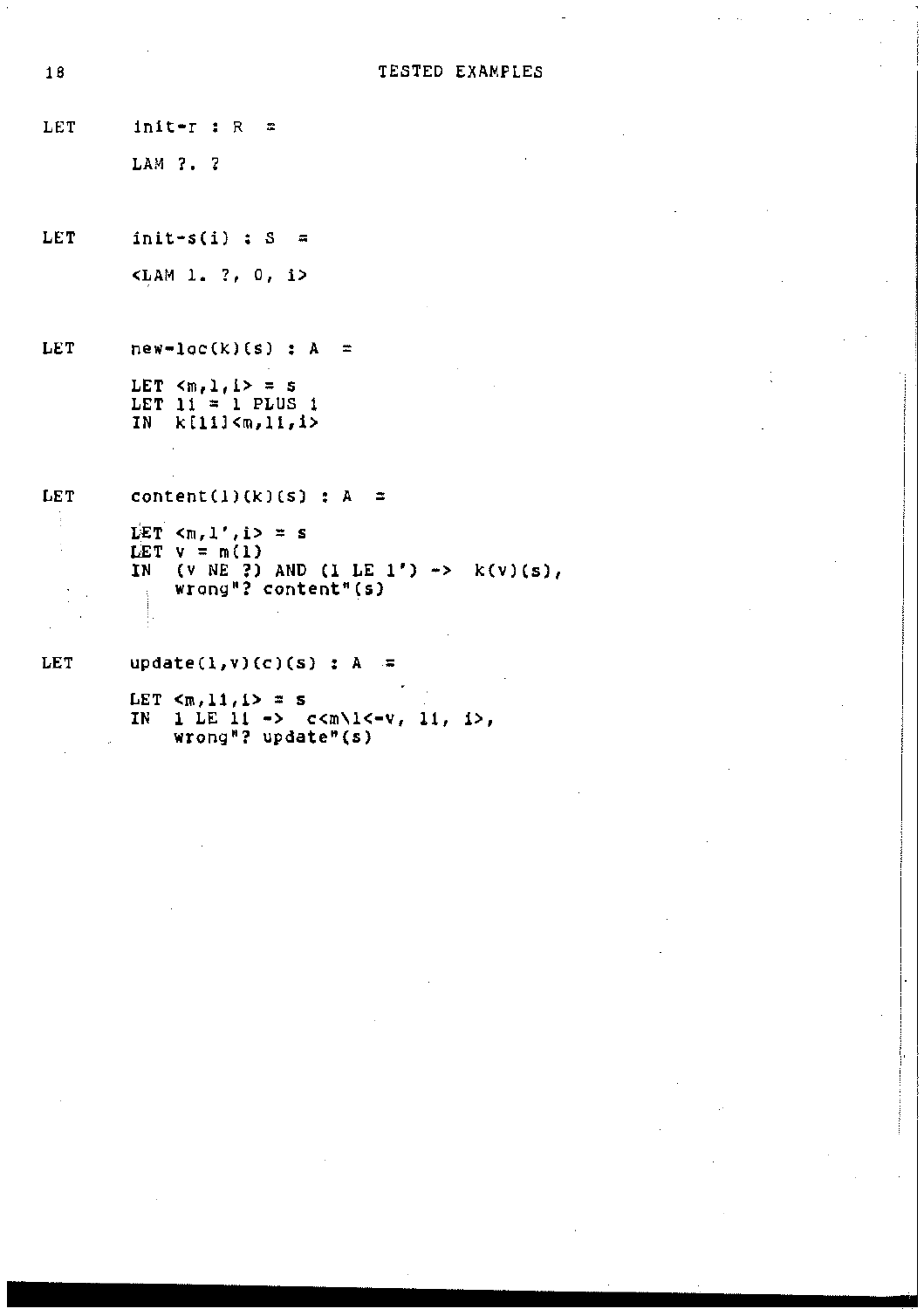```
LET     init-r : R  =

        LAM ?. ?


LET     init-s(i) : S  =

        <LAM l. ?, 0, i>


LET     new-loc(k)(s) : A  =

        LET <m,l,i> = s
        LET l1 = l PLUS 1
        IN  k[l1]<m,l1,i>


LET     content(l)(k)(s) : A  =

        LET <m,l',i> = s
        LET v = m(l)
        IN  (v NE ?) AND (l LE l') ->  k(v)(s),
            wrong"? content"(s)


LET     update(l,v)(c)(s) : A  =

        LET <m,l1,i> = s
        IN  l LE l1 ->  c<m\l<-v, l1, i>,
            wrong"? update"(s)
```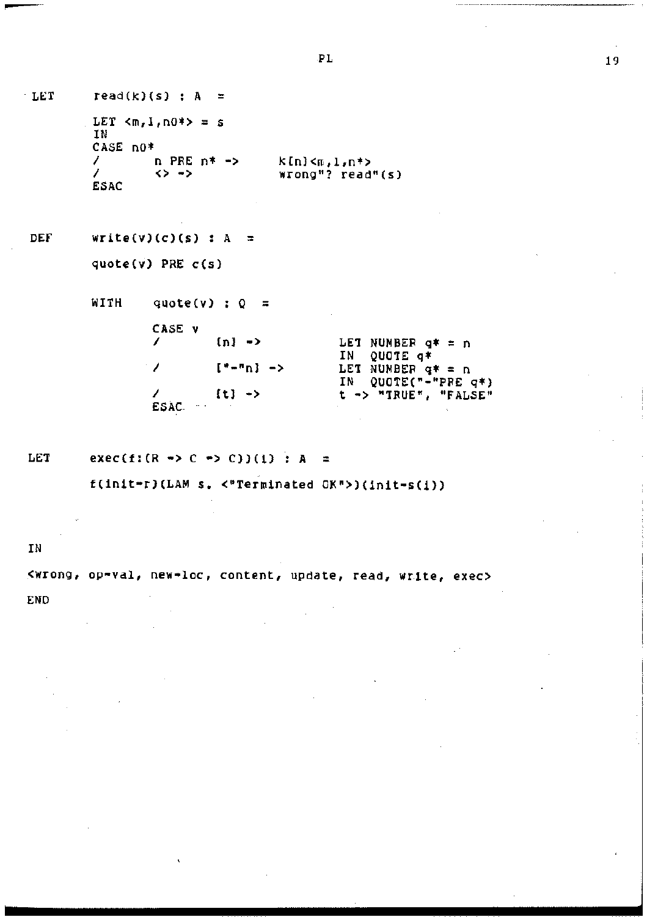```
LET     read(k)(s) : A  =

        LET <m,l,n0*> = s
        IN
        CASE n0*
        /       n PRE n* ->      k[n]<m,l,n*>
        /       <> ->            wrong"? read"(s)
        ESAC


DEF     write(v)(c)(s) : A  =

        quote(v) PRE c(s)

        WITH    quote(v) : Q  =

                CASE v
                /       [n] ->          LET NUMBER q* = n
                                        IN  QUOTE q*
                /       ["-"n] ->       LET NUMBER q* = n
                                        IN  QUOTE("-"PRE q*)
                /       [t] ->          t -> "TRUE", "FALSE"
                ESAC


LET     exec(f:(R -> C -> C))(i) : A  =

        f(init-r)(LAM s. <"Terminated OK">)(init-s(i))


IN

<wrong, op-val, new-loc, content, update, read, write, exec>

END
```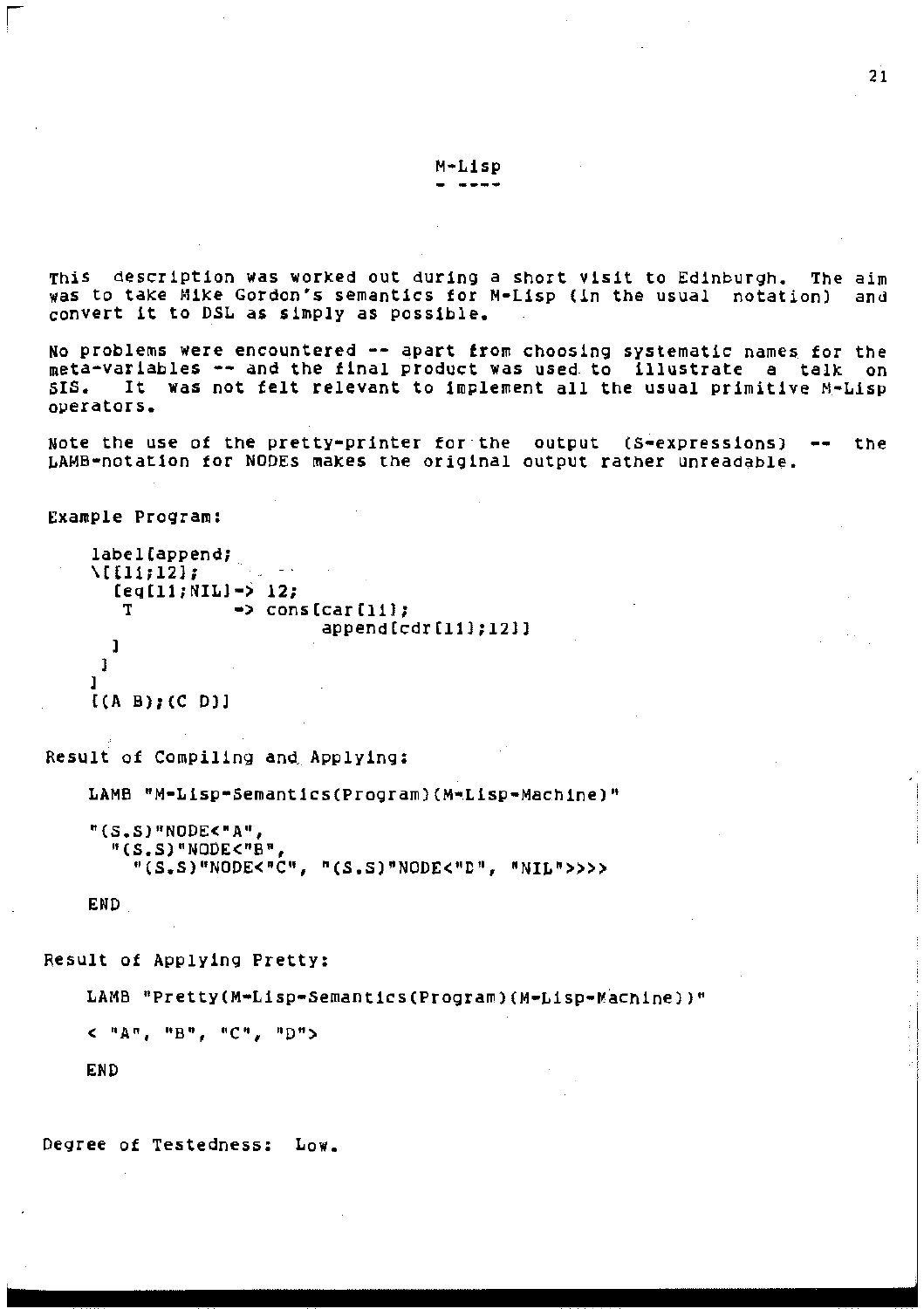# M-Lisp

This description was worked out during a short visit to Edinburgh. The aim was to take Mike Gordon's semantics for M-Lisp (in the usual notation) and convert it to DSL as simply as possible.

No problems were encountered -- apart from choosing systematic names for the meta-variables -- and the final product was used to illustrate a talk on SIS. It was not felt relevant to implement all the usual primitive M-Lisp operators.

Note the use of the pretty-printer for the output (S-expressions) -- the LAMB-notation for NODEs makes the original output rather unreadable.

Example Program:

```
label[append;
\[[l1;l2];
  [eq[l1;NIL]-> l2;
   T          -> cons[car[l1];
                      append[cdr[l1];l2]]
  ]
 ]
]
[(A B);(C D)]
```

Result of Compiling and Applying:

```
LAMB "M-Lisp-Semantics(Program)(M-Lisp-Machine)"

"(S.S)"NODE<"A",
  "(S.S)"NODE<"B",
    "(S.S)"NODE<"C", "(S.S)"NODE<"D", "NIL">>>>

END
```

Result of Applying Pretty:

```
LAMB "Pretty(M-Lisp-Semantics(Program)(M-Lisp-Machine))"

< "A", "B", "C", "D">

END
```

Degree of Testedness: Low.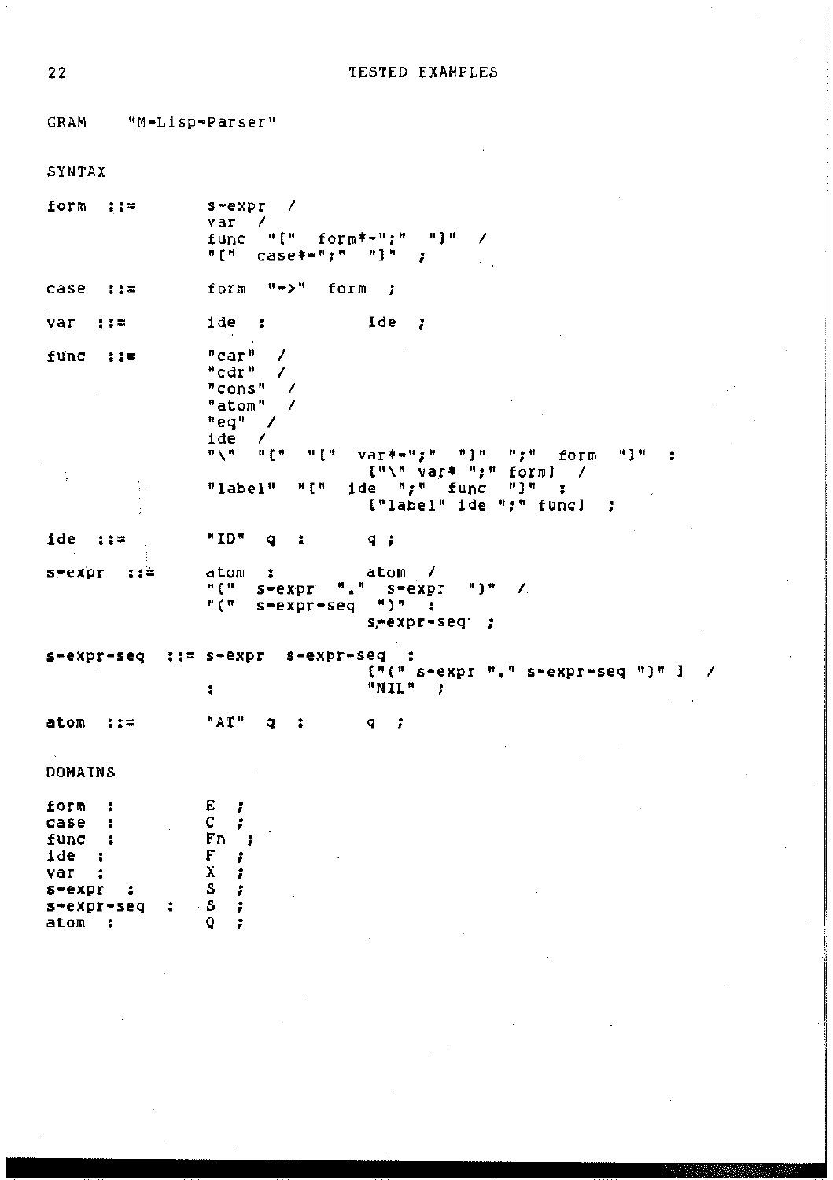```
GRAM    "M-Lisp-Parser"

SYNTAX

form  ::=       s-expr  /
                var  /
                func  "["  form*-";"  "]"  /
                "["  case*-";"  "]"  ;

case  ::=       form  "->"  form  ;

var  ::=        ide  :          ide  ;

func  ::=       "car"  /
                "cdr"  /
                "cons"  /
                "atom"  /
                "eq"  /
                ide  /
                "\"  "["  "["  var*-";"  "]"  ";"  form  "]"  :
                                ["\" var* ";" form]  /
                "label"  "["  ide  ";"  func  "]"  :
                                ["label" ide ";" func]  ;

ide  ::=        "ID"  q  :      q ;

s-expr  ::=     atom  :         atom  /
                "("  s-expr  "."  s-expr  ")"  /
                "("  s-expr-seq  ")"  :
                                s-expr-seq  ;

s-expr-seq  ::= s-expr  s-expr-seq  :
                                ["(" s-expr "." s-expr-seq ")" ]  /
                :               "NIL"  ;

atom  ::=       "AT"  q  :      q  ;

DOMAINS

form  :         E  ;
case  :         C  ;
func  :         Fn  ;
ide  :          F  ;
var  :          X  ;
s-expr  :       S  ;
s-expr-seq  :   S  ;
atom  :         Q  ;
```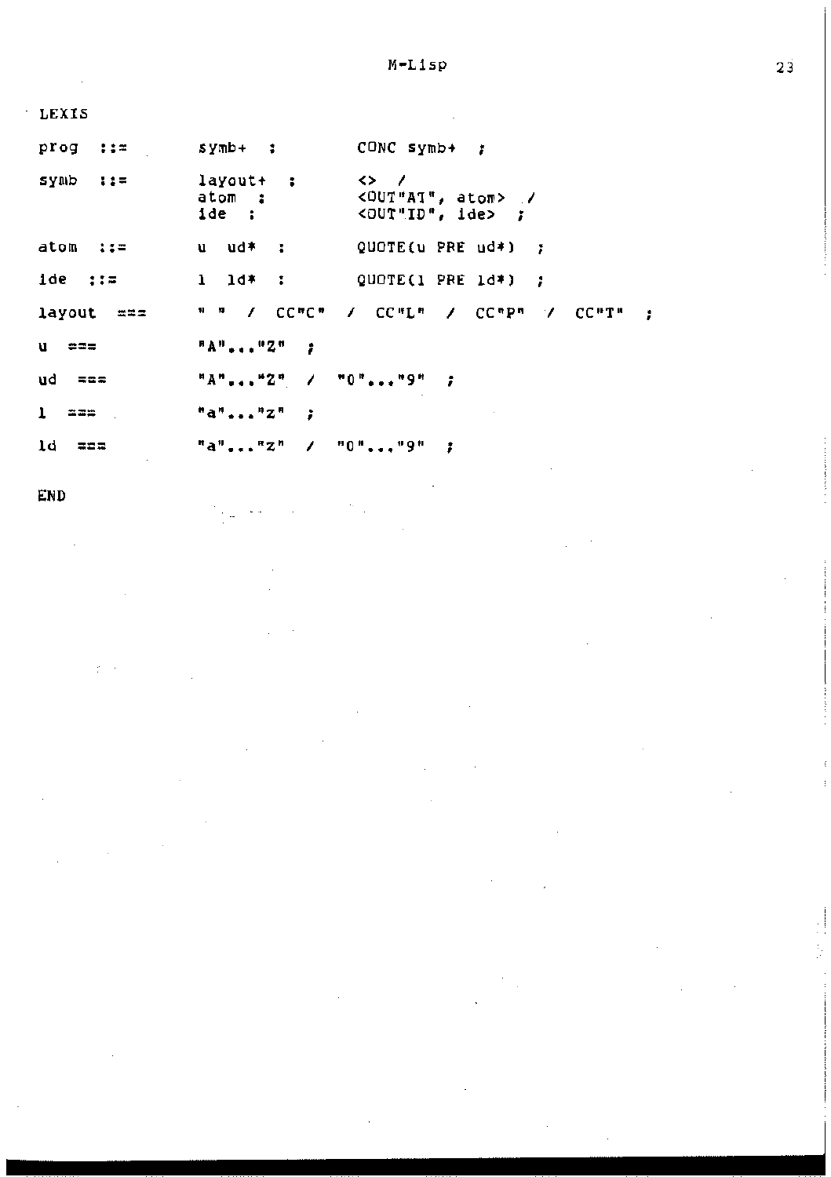LEXIS

```
prog  ::=       symb+  :        CONC symb+  ;

symb  ::=       layout+  :      <>  /
                atom  :         <OUT"AT", atom>  /
                ide  :          <OUT"ID", ide>  ;

atom  ::=       u  ud*  :       QUOTE(u PRE ud*)  ;

ide  ::=        l  ld*  :       QUOTE(l PRE ld*)  ;

layout  ===     " "  /  CC"C"  /  CC"L"  /  CC"P"  /  CC"T"  ;

u  ===          "A"..."Z"  ;

ud  ===         "A"..."Z"  /  "0"..."9"  ;

l  ===          "a"..."z"  ;

ld  ===         "a"..."z"  /  "0"..."9"  ;
```

END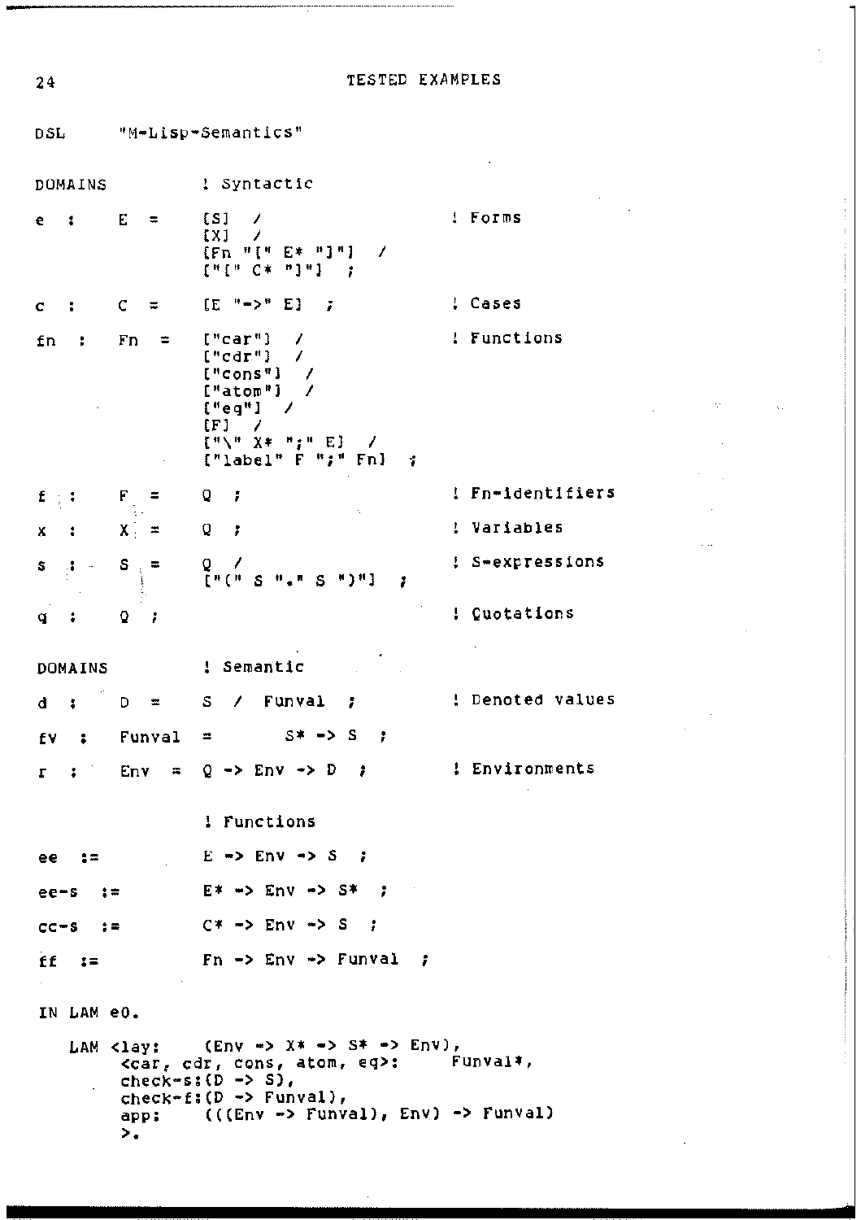```
DSL     "M-Lisp-Semantics"

DOMAINS          ! Syntactic

e  :     E  =    [S]  /                          ! Forms
                 [X]  /
                 [Fn "[" E* "]"]  /
                 ["[" C* "]"]  ;

c  :     C  =    [E "->" E]  ;                   ! Cases

fn  :    Fn  =   ["car"]  /                      ! Functions
                 ["cdr"]  /
                 ["cons"]  /
                 ["atom"]  /
                 ["eq"]  /
                 [F]  /
                 ["\" X* ";" E]  /
                 ["label" F ";" Fn]  ;

f  :     F  =    Q  ;                            ! Fn-identifiers

x  :     X  =    Q  ;                            ! Variables

s  :     S  =    Q  /                            ! S-expressions
                 ["(" S "." S ")"]  ;

q  :     Q  ;                                    ! Quotations

DOMAINS          ! Semantic

d  :     D  =    S  /  Funval  ;                 ! Denoted values

fv  :    Funval  =       S* -> S  ;

r  :     Env  =  Q -> Env -> D  ;                ! Environments

                 ! Functions

ee  :=           E -> Env -> S  ;

ee-s  :=         E* -> Env -> S*  ;

cc-s  :=         C* -> Env -> S  ;

ff  :=           Fn -> Env -> Funval  ;

IN LAM e0.

   LAM <lay:     (Env -> X* -> S* -> Env),
        <car, cdr, cons, atom, eq>:     Funval*,
        check-s:(D -> S),
        check-f:(D -> Funval),
        app:     (((Env -> Funval), Env) -> Funval)
        >.
```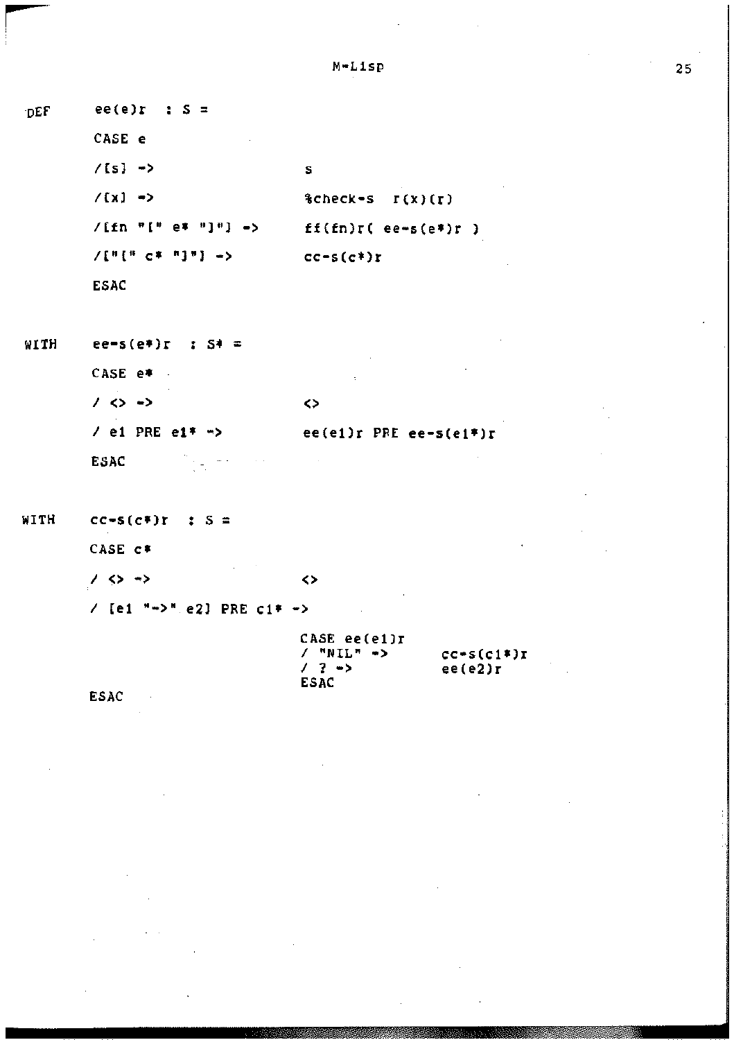```
DEF     ee(e)r  : S =
        CASE e
        /[s] ->                     s
        /[x] ->                     %check-s  r(x)(r)
        /[fn "[" e* "]"] ->         ff(fn)r( ee-s(e*)r )
        /["[" c* "]"] ->            cc-s(c*)r
        ESAC

WITH    ee-s(e*)r  : S* =
        CASE e*
        / <> ->                     <>
        / e1 PRE e1* ->             ee(e1)r PRE ee-s(e1*)r
        ESAC

WITH    cc-s(c*)r  : S =
        CASE c*
        / <> ->                     <>
        / [e1 "->" e2] PRE c1* ->
                                    CASE ee(e1)r
                                    / "NIL" ->      cc-s(c1*)r
                                    / ? ->          ee(e2)r
                                    ESAC
        ESAC
```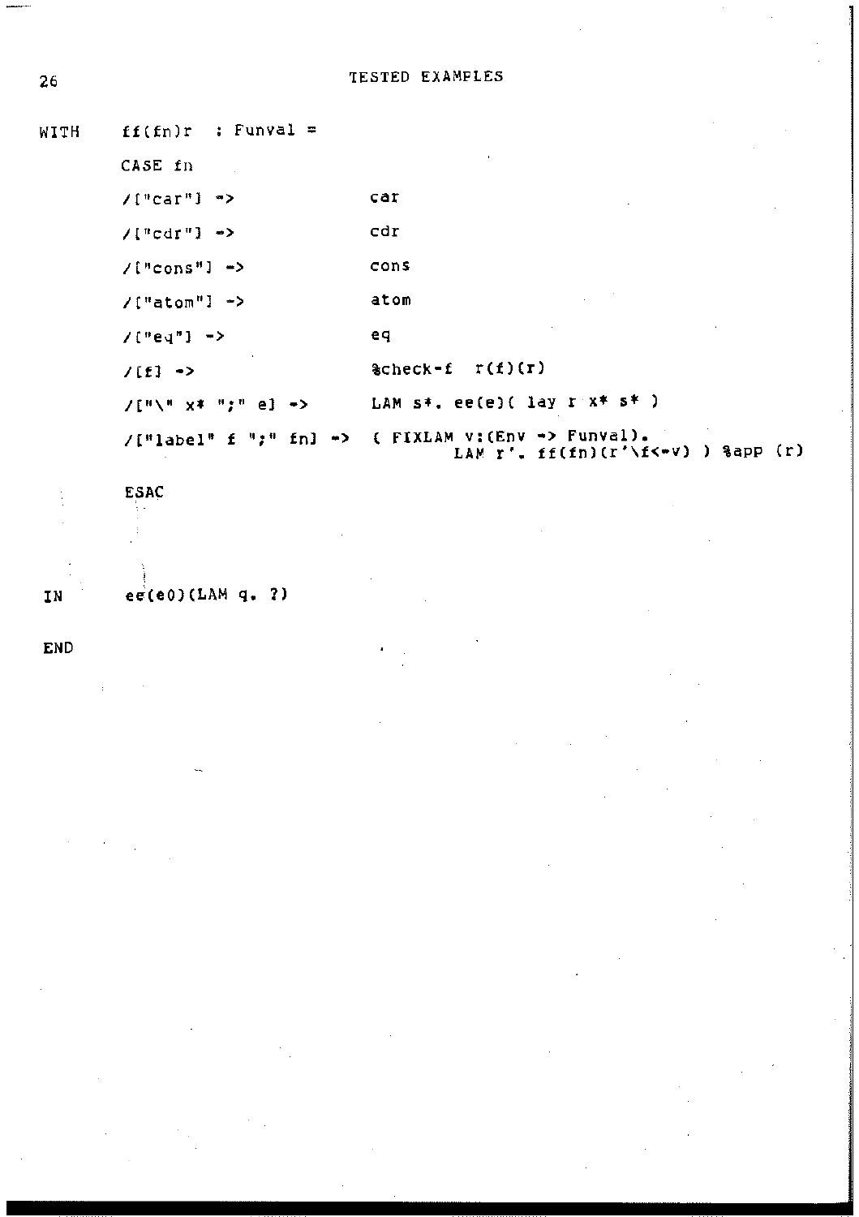```
WITH    ff(fn)r  : Funval =

        CASE fn

        /["car"] ->                    car

        /["cdr"] ->                    cdr

        /["cons"] ->                   cons

        /["atom"] ->                   atom

        /["eq"] ->                     eq

        /[f] ->                        %check-f  r(f)(r)

        /["\" x* ";" e] ->             LAM s*. ee(e)( lay r x* s* )

        /["label" f ";" fn] ->         ( FIXLAM v:(Env -> Funval).
                                               LAM r'. ff(fn)(r'\f<-v) ) %app (r)

        ESAC


IN      ee(e0)(LAM q. ?)

END
```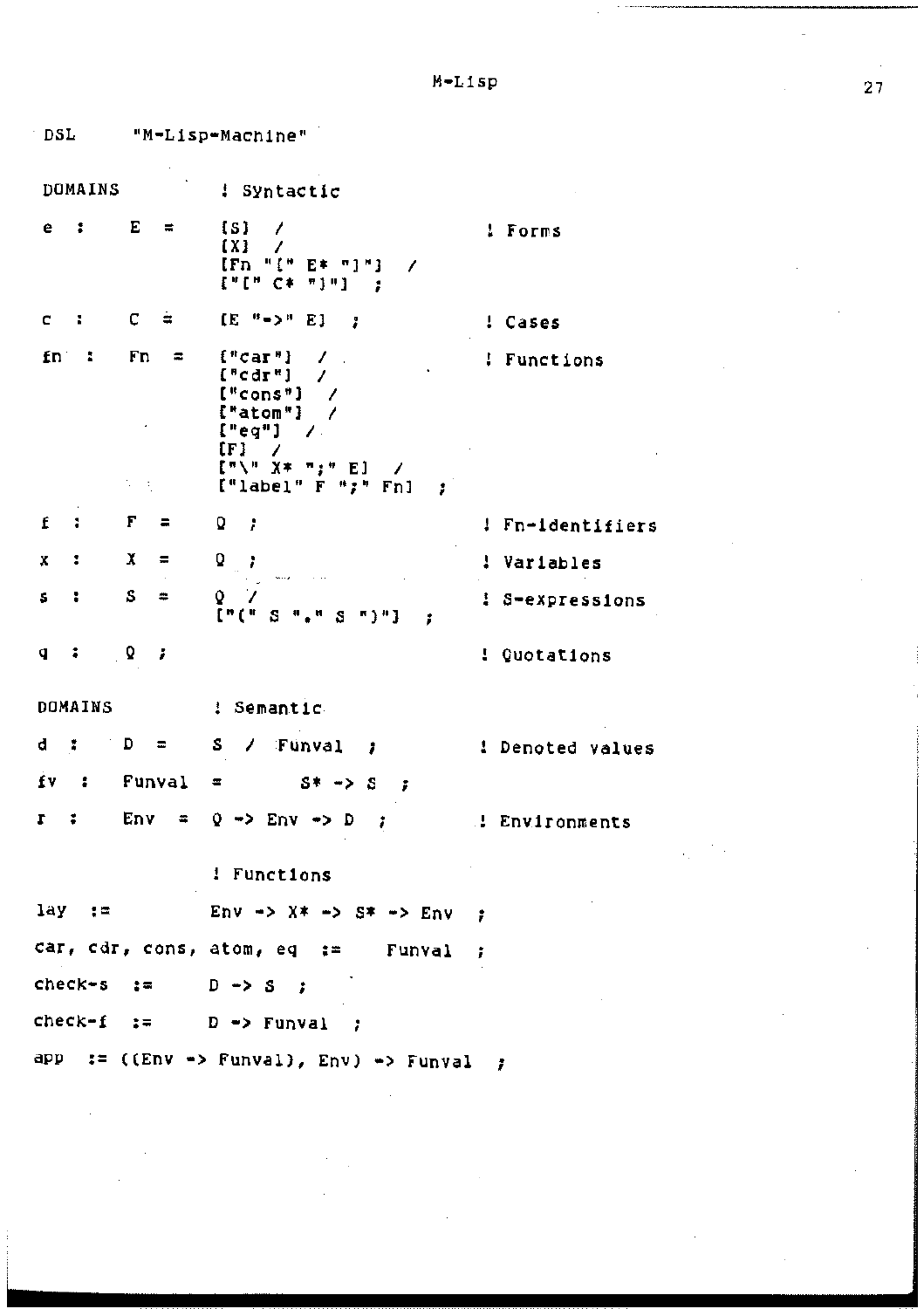```
DSL     "M-Lisp-Machine"

DOMAINS          ! Syntactic

e  :   E  =    [S]  /                          ! Forms
               [X]  /
               [Fn "[" E* "]"]  /
               ["[" C* "]"]  ;

c  :   C  =    [E "->" E]  ;                   ! Cases

fn  :  Fn  =   ["car"]  /                      ! Functions
               ["cdr"]  /
               ["cons"]  /
               ["atom"]  /
               ["eq"]  /
               [F]  /
               ["\" X* ";" E]  /
               ["label" F ";" Fn]  ;

f  :   F  =    Q  ;                            ! Fn-identifiers

x  :   X  =    Q  ;                            ! Variables

s  :   S  =    Q  /                            ! S-expressions
               ["(" S "." S ")"]  ;

q  :   Q  ;                                    ! Quotations

DOMAINS          ! Semantic

d  :   D  =    S  /  Funval  ;                 ! Denoted values

fv  :  Funval  =      S* -> S  ;

r  :   Env  =  Q -> Env -> D  ;                ! Environments

                 ! Functions

lay  :=          Env -> X* -> S* -> Env  ;

car, cdr, cons, atom, eq  :=    Funval  ;

check-s  :=      D -> S  ;

check-f  :=      D -> Funval  ;

app  := ((Env -> Funval), Env) -> Funval  ;
```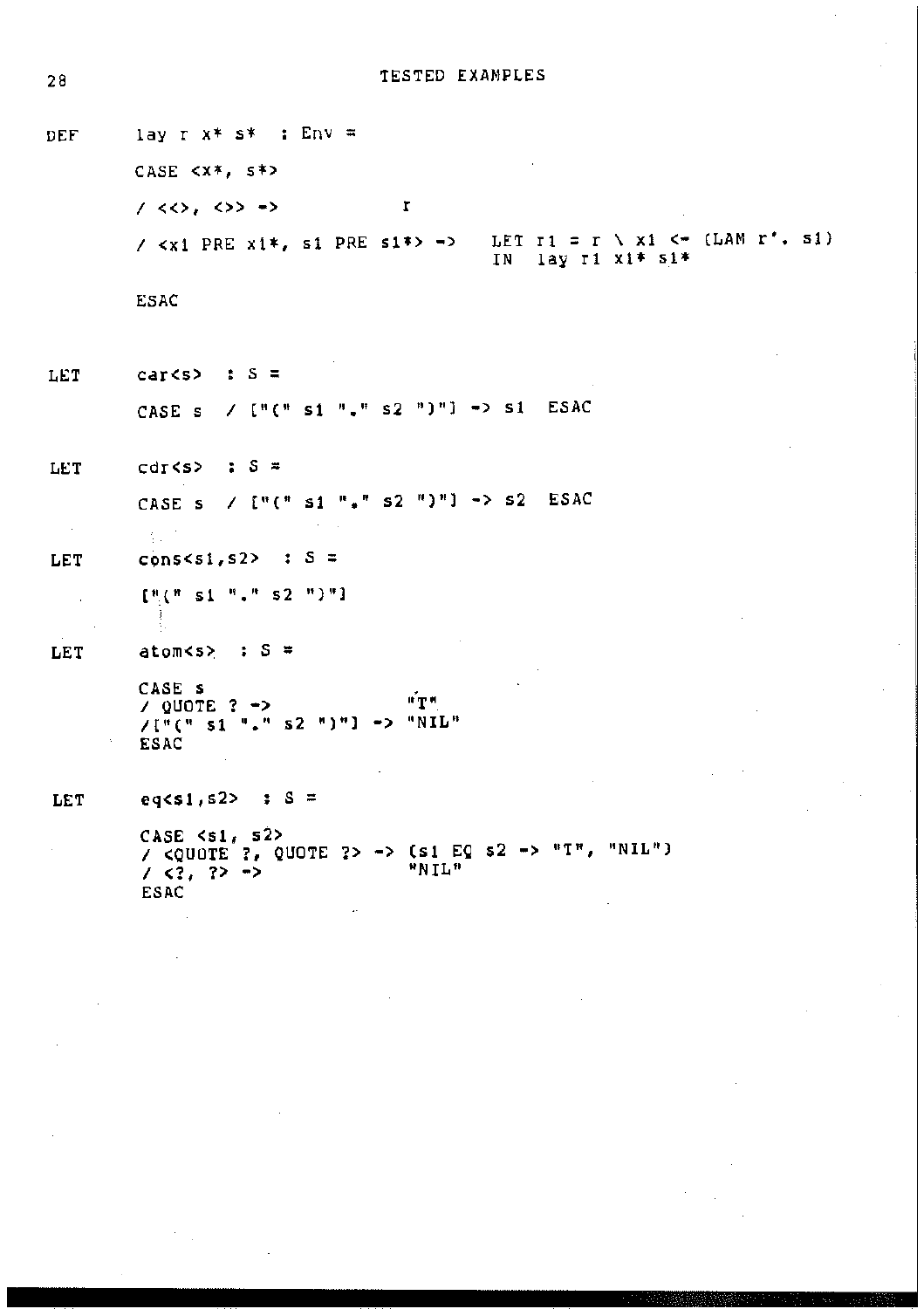```
DEF     lay r x* s*  : Env =

        CASE <x*, s*>

        / <<>, <>> ->              r

        / <x1 PRE x1*, s1 PRE s1*> ->   LET r1 = r \ x1 <- (LAM r'. s1)
                                        IN  lay r1 x1* s1*

        ESAC


LET     car<s>  : S =

        CASE s  / ["(" s1 "." s2 ")"] -> s1  ESAC


LET     cdr<s>  : S =

        CASE s  / ["(" s1 "." s2 ")"] -> s2  ESAC


LET     cons<s1,s2>  : S =

        ["(" s1 "." s2 ")"]


LET     atom<s>  : S =

        CASE s
        / QUOTE ? ->              "T"
        /["(" s1 "." s2 ")"] -> "NIL"
        ESAC


LET     eq<s1,s2>  : S =

        CASE <s1, s2>
        / <QUOTE ?, QUOTE ?> -> (s1 EQ s2 -> "T", "NIL")
        / <?, ?> ->               "NIL"
        ESAC
```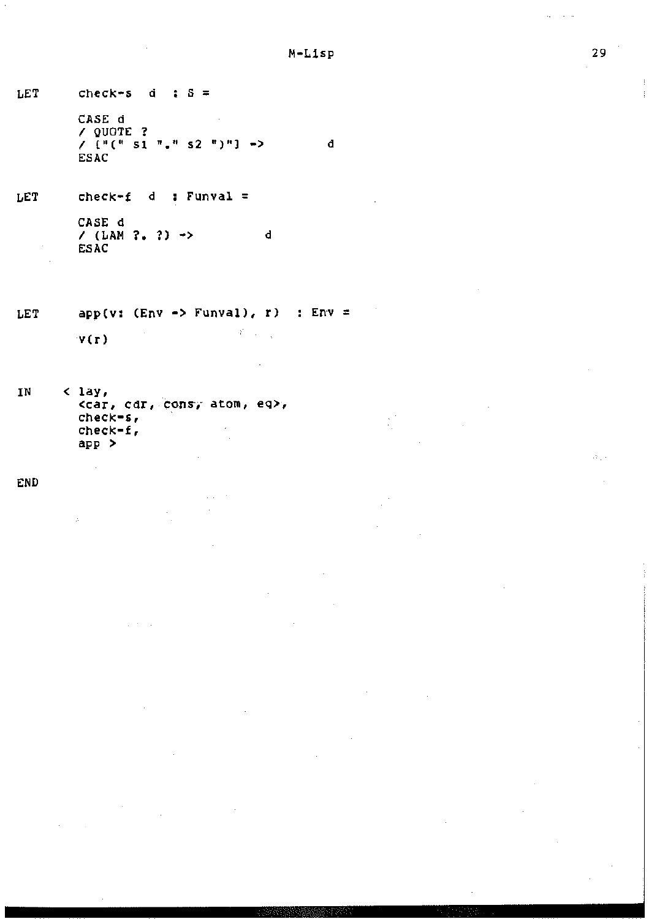```
LET     check-s  d  : S =

        CASE d
        / QUOTE ?
        / ["(" s1 "." s2 ")"] ->        d
        ESAC


LET     check-f  d  : Funval =

        CASE d
        / (LAM ?. ?) ->         d
        ESAC



LET     app(v: (Env -> Funval), r)  : Env =

        v(r)


IN     < lay,
        <car, cdr, cons, atom, eq>,
        check-s,
        check-f,
        app >

END
```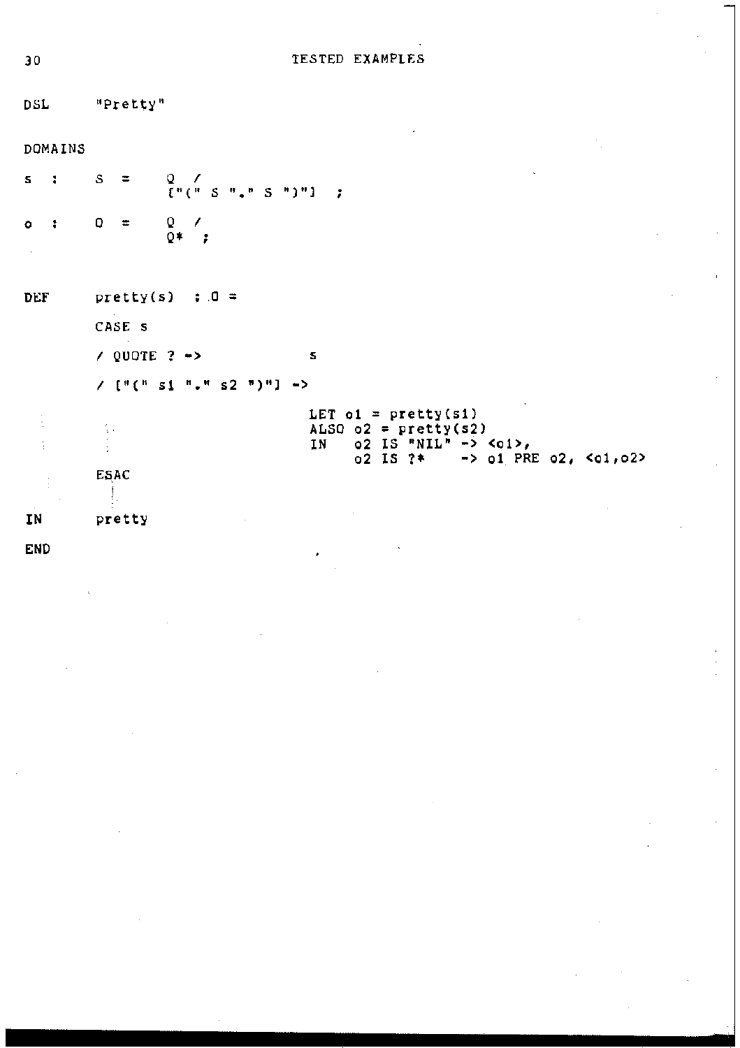```
DSL     "Pretty"

DOMAINS

s  :    S  =    Q  /
                ["(" S "." S ")"]  ;

o  :    O  =    Q  /
                Q*  ;


DEF     pretty(s)  : O =

        CASE s

        / QUOTE ? ->              s

        / ["(" s1 "." s2 ")"] ->

                                  LET o1 = pretty(s1)
                                  ALSO o2 = pretty(s2)
                                  IN   o2 IS "NIL" -> <o1>,
                                       o2 IS ?*    -> o1 PRE o2, <o1,o2>

        ESAC

IN      pretty

END
```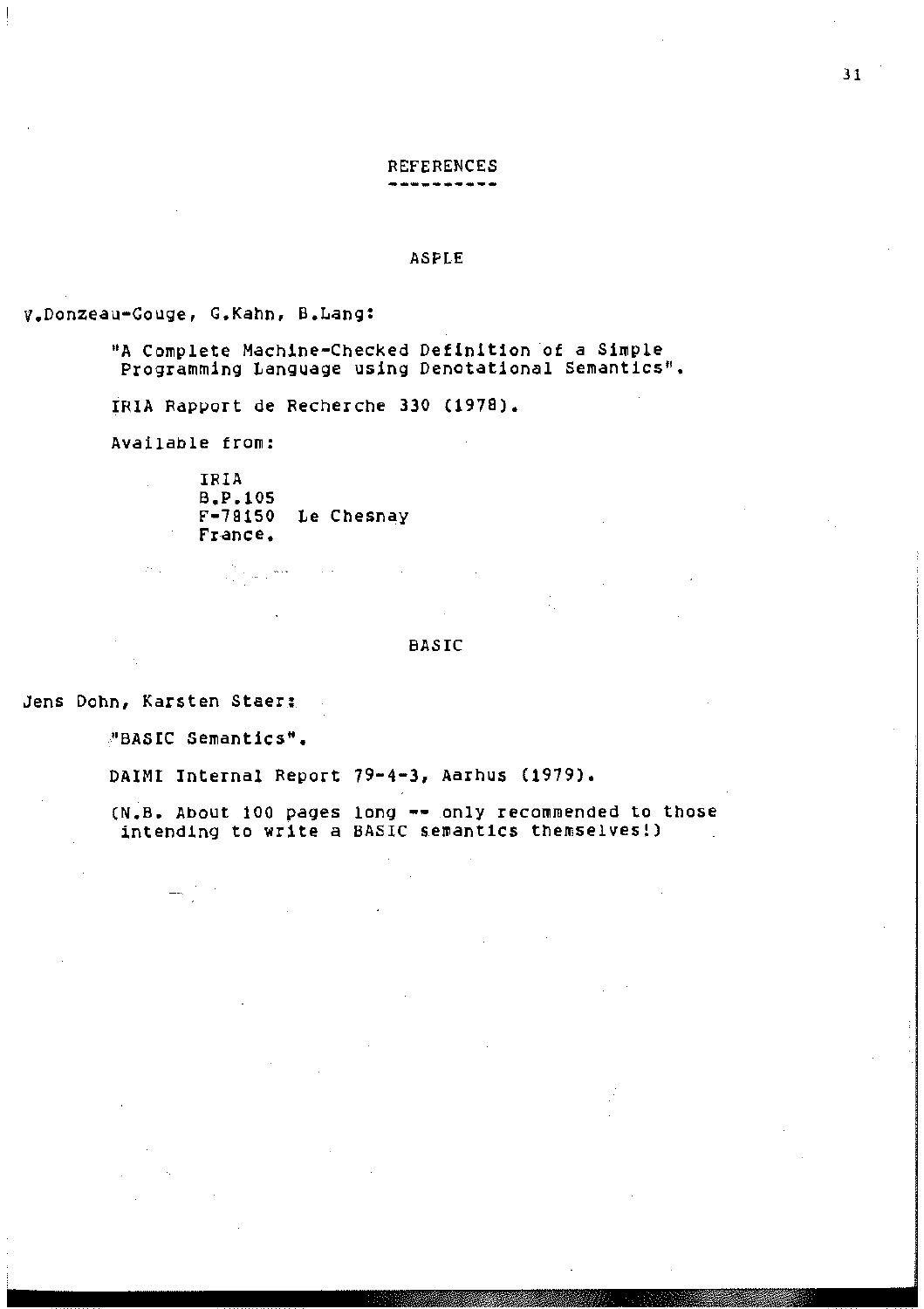# REFERENCES

## ASPLE

V.Donzeau-Gouge, G.Kahn, B.Lang:

"A Complete Machine-Checked Definition of a Simple Programming Language using Denotational Semantics".

IRIA Rapport de Recherche 330 (1978).

Available from:

IRIA
B.P.105
F-78150 Le Chesnay
France.

## BASIC

Jens Dohn, Karsten Staer:

"BASIC Semantics".

DAIMI Internal Report 79-4-3, Aarhus (1979).

(N.B. About 100 pages long -- only recommended to those intending to write a BASIC semantics themselves!)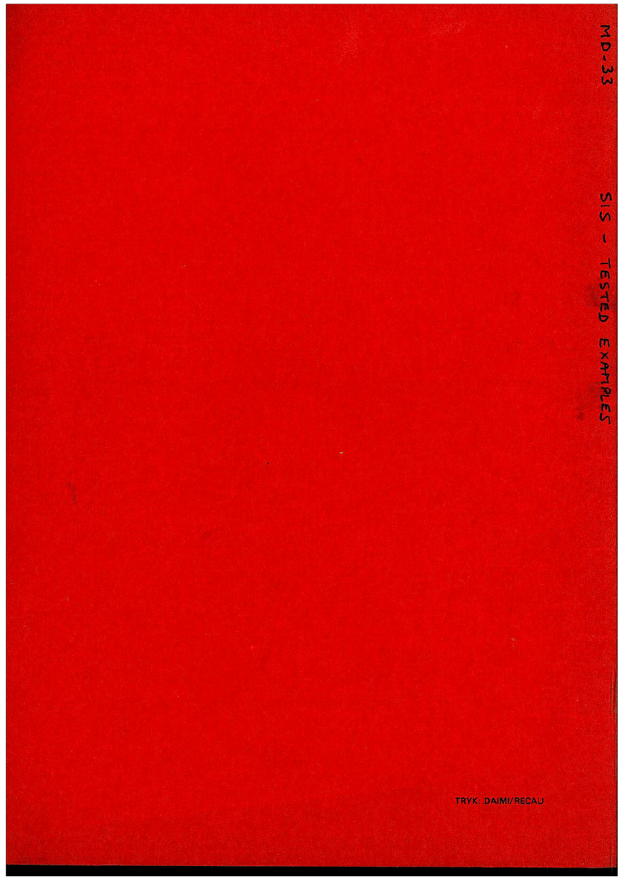MD-33

SIS - TESTED EXAMPLES

TRYK: DAIMI/RECAU